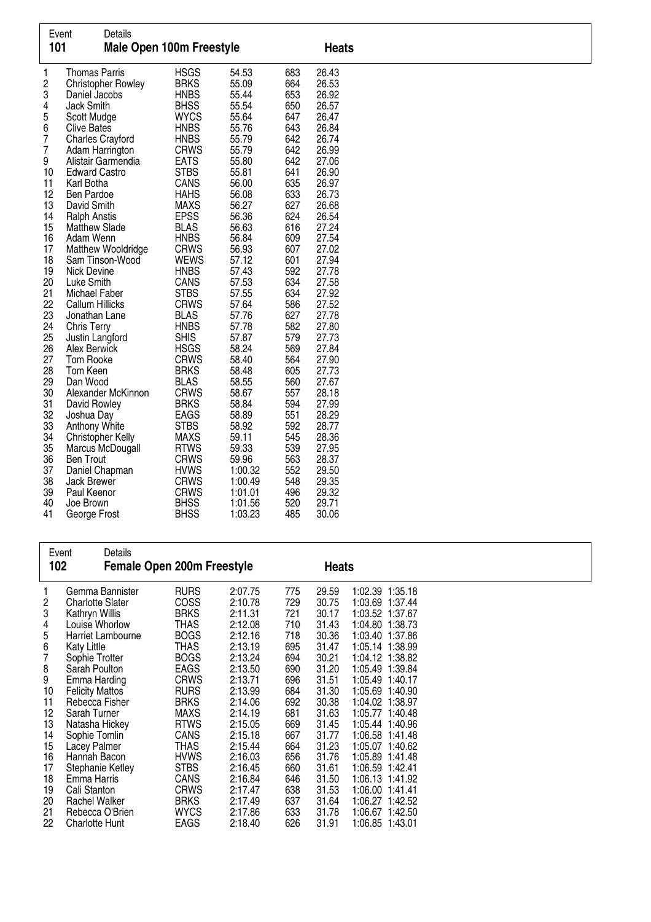Event 101 — Details: **Male Open 100m Freestyle** — **Heats**

| | | | | | |
|---|---|---|---|---|---|
| 1 | Thomas Parris | HSGS | 54.53 | 683 | 26.43 |
| 2 | Christopher Rowley | BRKS | 55.09 | 664 | 26.53 |
| 3 | Daniel Jacobs | HNBS | 55.44 | 653 | 26.92 |
| 4 | Jack Smith | BHSS | 55.54 | 650 | 26.57 |
| 5 | Scott Mudge | WYCS | 55.64 | 647 | 26.47 |
| 6 | Clive Bates | HNBS | 55.76 | 643 | 26.84 |
| 7 | Charles Crayford | HNBS | 55.79 | 642 | 26.74 |
| 7 | Adam Harrington | CRWS | 55.79 | 642 | 26.99 |
| 9 | Alistair Garmendia | EATS | 55.80 | 642 | 27.06 |
| 10 | Edward Castro | STBS | 55.81 | 641 | 26.90 |
| 11 | Karl Botha | CANS | 56.00 | 635 | 26.97 |
| 12 | Ben Pardoe | HAHS | 56.08 | 633 | 26.73 |
| 13 | David Smith | MAXS | 56.27 | 627 | 26.68 |
| 14 | Ralph Anstis | EPSS | 56.36 | 624 | 26.54 |
| 15 | Matthew Slade | BLAS | 56.63 | 616 | 27.24 |
| 16 | Adam Wenn | HNBS | 56.84 | 609 | 27.54 |
| 17 | Matthew Wooldridge | CRWS | 56.93 | 607 | 27.02 |
| 18 | Sam Tinson-Wood | WEWS | 57.12 | 601 | 27.94 |
| 19 | Nick Devine | HNBS | 57.43 | 592 | 27.78 |
| 20 | Luke Smith | CANS | 57.53 | 634 | 27.58 |
| 21 | Michael Faber | STBS | 57.55 | 634 | 27.92 |
| 22 | Callum Hillicks | CRWS | 57.64 | 586 | 27.52 |
| 23 | Jonathan Lane | BLAS | 57.76 | 627 | 27.78 |
| 24 | Chris Terry | HNBS | 57.78 | 582 | 27.80 |
| 25 | Justin Langford | SHIS | 57.87 | 579 | 27.73 |
| 26 | Alex Berwick | HSGS | 58.24 | 569 | 27.84 |
| 27 | Tom Rooke | CRWS | 58.40 | 564 | 27.90 |
| 28 | Tom Keen | BRKS | 58.48 | 605 | 27.73 |
| 29 | Dan Wood | BLAS | 58.55 | 560 | 27.67 |
| 30 | Alexander McKinnon | CRWS | 58.67 | 557 | 28.18 |
| 31 | David Rowley | BRKS | 58.84 | 594 | 27.99 |
| 32 | Joshua Day | EAGS | 58.89 | 551 | 28.29 |
| 33 | Anthony White | STBS | 58.92 | 592 | 28.77 |
| 34 | Christopher Kelly | MAXS | 59.11 | 545 | 28.36 |
| 35 | Marcus McDougall | RTWS | 59.33 | 539 | 27.95 |
| 36 | Ben Trout | CRWS | 59.96 | 563 | 28.37 |
| 37 | Daniel Chapman | HVWS | 1:00.32 | 552 | 29.50 |
| 38 | Jack Brewer | CRWS | 1:00.49 | 548 | 29.35 |
| 39 | Paul Keenor | CRWS | 1:01.01 | 496 | 29.32 |
| 40 | Joe Brown | BHSS | 1:01.56 | 520 | 29.71 |
| 41 | George Frost | BHSS | 1:03.23 | 485 | 30.06 |

Event 102 — Details: **Female Open 200m Freestyle** — **Heats**

| | | | | | | | |
|---|---|---|---|---|---|---|---|
| 1 | Gemma Bannister | RURS | 2:07.75 | 775 | 29.59 | 1:02.39 | 1:35.18 |
| 2 | Charlotte Slater | COSS | 2:10.78 | 729 | 30.75 | 1:03.69 | 1:37.44 |
| 3 | Kathryn Willis | BRKS | 2:11.31 | 721 | 30.17 | 1:03.52 | 1:37.67 |
| 4 | Louise Whorlow | THAS | 2:12.08 | 710 | 31.43 | 1:04.80 | 1:38.73 |
| 5 | Harriet Lambourne | BOGS | 2:12.16 | 718 | 30.36 | 1:03.40 | 1:37.86 |
| 6 | Katy Little | THAS | 2:13.19 | 695 | 31.47 | 1:05.14 | 1:38.99 |
| 7 | Sophie Trotter | BOGS | 2:13.24 | 694 | 30.21 | 1:04.12 | 1:38.82 |
| 8 | Sarah Poulton | EAGS | 2:13.50 | 690 | 31.20 | 1:05.49 | 1:39.84 |
| 9 | Emma Harding | CRWS | 2:13.71 | 696 | 31.51 | 1:05.49 | 1:40.17 |
| 10 | Felicity Mattos | RURS | 2:13.99 | 684 | 31.30 | 1:05.69 | 1:40.90 |
| 11 | Rebecca Fisher | BRKS | 2:14.06 | 692 | 30.38 | 1:04.02 | 1:38.97 |
| 12 | Sarah Turner | MAXS | 2:14.19 | 681 | 31.63 | 1:05.77 | 1:40.48 |
| 13 | Natasha Hickey | RTWS | 2:15.05 | 669 | 31.45 | 1:05.44 | 1:40.96 |
| 14 | Sophie Tomlin | CANS | 2:15.18 | 667 | 31.77 | 1:06.58 | 1:41.48 |
| 15 | Lacey Palmer | THAS | 2:15.44 | 664 | 31.23 | 1:05.07 | 1:40.62 |
| 16 | Hannah Bacon | HVWS | 2:16.03 | 656 | 31.76 | 1:05.89 | 1:41.48 |
| 17 | Stephanie Ketley | STBS | 2:16.45 | 660 | 31.61 | 1:06.59 | 1:42.41 |
| 18 | Emma Harris | CANS | 2:16.84 | 646 | 31.50 | 1:06.13 | 1:41.92 |
| 19 | Cali Stanton | CRWS | 2:17.47 | 638 | 31.53 | 1:06.00 | 1:41.41 |
| 20 | Rachel Walker | BRKS | 2:17.49 | 637 | 31.64 | 1:06.27 | 1:42.52 |
| 21 | Rebecca O'Brien | WYCS | 2:17.86 | 633 | 31.78 | 1:06.67 | 1:42.50 |
| 22 | Charlotte Hunt | EAGS | 2:18.40 | 626 | 31.91 | 1:06.85 | 1:43.01 |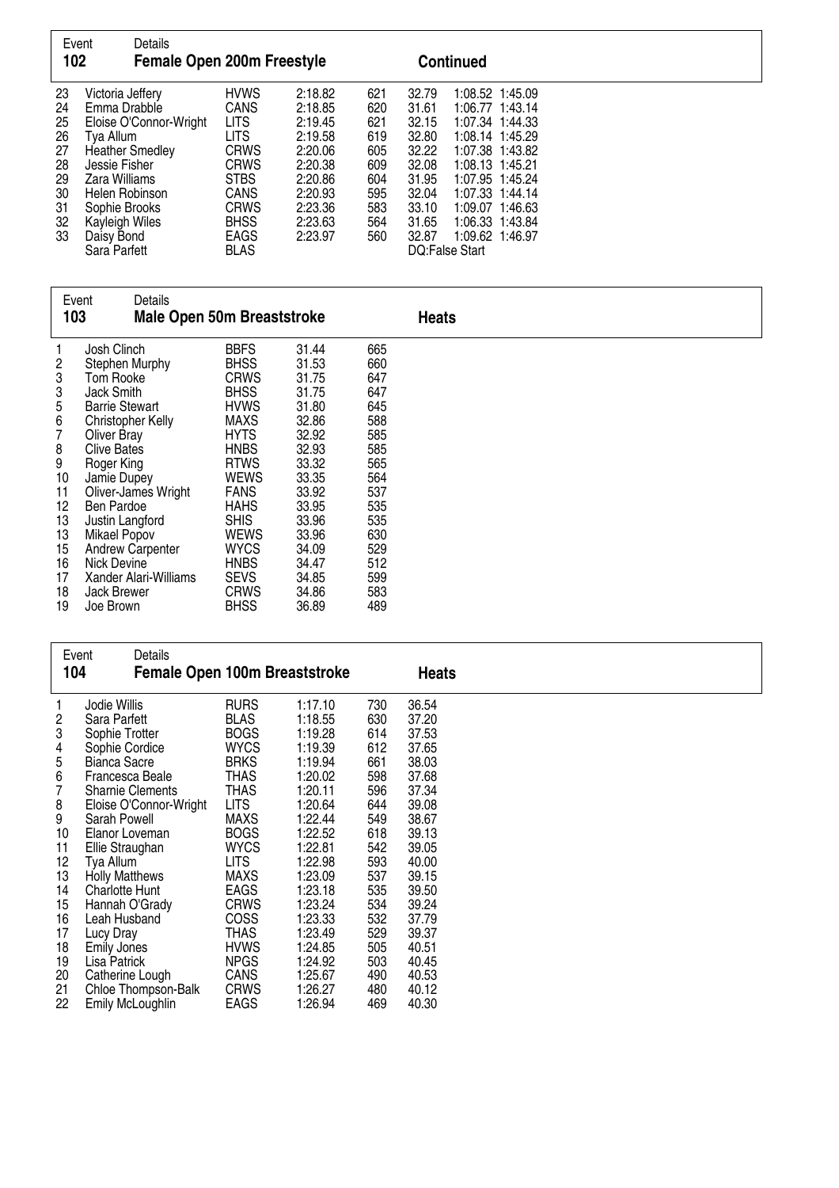## Event 102 Female Open 200m Freestyle — Continued

| | | | | | | | |
|---|---|---|---|---|---|---|---|
| 23 | Victoria Jeffery | HVWS | 2:18.82 | 621 | 32.79 | 1:08.52 | 1:45.09 |
| 24 | Emma Drabble | CANS | 2:18.85 | 620 | 31.61 | 1:06.77 | 1:43.14 |
| 25 | Eloise O'Connor-Wright | LITS | 2:19.45 | 621 | 32.15 | 1:07.34 | 1:44.33 |
| 26 | Tya Allum | LITS | 2:19.58 | 619 | 32.80 | 1:08.14 | 1:45.29 |
| 27 | Heather Smedley | CRWS | 2:20.06 | 605 | 32.22 | 1:07.38 | 1:43.82 |
| 28 | Jessie Fisher | CRWS | 2:20.38 | 609 | 32.08 | 1:08.13 | 1:45.21 |
| 29 | Zara Williams | STBS | 2:20.86 | 604 | 31.95 | 1:07.95 | 1:45.24 |
| 30 | Helen Robinson | CANS | 2:20.93 | 595 | 32.04 | 1:07.33 | 1:44.14 |
| 31 | Sophie Brooks | CRWS | 2:23.36 | 583 | 33.10 | 1:09.07 | 1:46.63 |
| 32 | Kayleigh Wiles | BHSS | 2:23.63 | 564 | 31.65 | 1:06.33 | 1:43.84 |
| 33 | Daisy Bond | EAGS | 2:23.97 | 560 | 32.87 | 1:09.62 | 1:46.97 |
| | Sara Parfett | BLAS | | | DQ:False Start | | |

## Event 103 Male Open 50m Breaststroke — Heats

| | | | | |
|---|---|---|---|---|
| 1 | Josh Clinch | BBFS | 31.44 | 665 |
| 2 | Stephen Murphy | BHSS | 31.53 | 660 |
| 3 | Tom Rooke | CRWS | 31.75 | 647 |
| 3 | Jack Smith | BHSS | 31.75 | 647 |
| 5 | Barrie Stewart | HVWS | 31.80 | 645 |
| 6 | Christopher Kelly | MAXS | 32.86 | 588 |
| 7 | Oliver Bray | HYTS | 32.92 | 585 |
| 8 | Clive Bates | HNBS | 32.93 | 585 |
| 9 | Roger King | RTWS | 33.32 | 565 |
| 10 | Jamie Dupey | WEWS | 33.35 | 564 |
| 11 | Oliver-James Wright | FANS | 33.92 | 537 |
| 12 | Ben Pardoe | HAHS | 33.95 | 535 |
| 13 | Justin Langford | SHIS | 33.96 | 535 |
| 13 | Mikael Popov | WEWS | 33.96 | 630 |
| 15 | Andrew Carpenter | WYCS | 34.09 | 529 |
| 16 | Nick Devine | HNBS | 34.47 | 512 |
| 17 | Xander Alari-Williams | SEVS | 34.85 | 599 |
| 18 | Jack Brewer | CRWS | 34.86 | 583 |
| 19 | Joe Brown | BHSS | 36.89 | 489 |

## Event 104 Female Open 100m Breaststroke — Heats

| | | | | | |
|---|---|---|---|---|---|
| 1 | Jodie Willis | RURS | 1:17.10 | 730 | 36.54 |
| 2 | Sara Parfett | BLAS | 1:18.55 | 630 | 37.20 |
| 3 | Sophie Trotter | BOGS | 1:19.28 | 614 | 37.53 |
| 4 | Sophie Cordice | WYCS | 1:19.39 | 612 | 37.65 |
| 5 | Bianca Sacre | BRKS | 1:19.94 | 661 | 38.03 |
| 6 | Francesca Beale | THAS | 1:20.02 | 598 | 37.68 |
| 7 | Sharnie Clements | THAS | 1:20.11 | 596 | 37.34 |
| 8 | Eloise O'Connor-Wright | LITS | 1:20.64 | 644 | 39.08 |
| 9 | Sarah Powell | MAXS | 1:22.44 | 549 | 38.67 |
| 10 | Elanor Loveman | BOGS | 1:22.52 | 618 | 39.13 |
| 11 | Ellie Straughan | WYCS | 1:22.81 | 542 | 39.05 |
| 12 | Tya Allum | LITS | 1:22.98 | 593 | 40.00 |
| 13 | Holly Matthews | MAXS | 1:23.09 | 537 | 39.15 |
| 14 | Charlotte Hunt | EAGS | 1:23.18 | 535 | 39.50 |
| 15 | Hannah O'Grady | CRWS | 1:23.24 | 534 | 39.24 |
| 16 | Leah Husband | COSS | 1:23.33 | 532 | 37.79 |
| 17 | Lucy Dray | THAS | 1:23.49 | 529 | 39.37 |
| 18 | Emily Jones | HVWS | 1:24.85 | 505 | 40.51 |
| 19 | Lisa Patrick | NPGS | 1:24.92 | 503 | 40.45 |
| 20 | Catherine Lough | CANS | 1:25.67 | 490 | 40.53 |
| 21 | Chloe Thompson-Balk | CRWS | 1:26.27 | 480 | 40.12 |
| 22 | Emily McLoughlin | EAGS | 1:26.94 | 469 | 40.30 |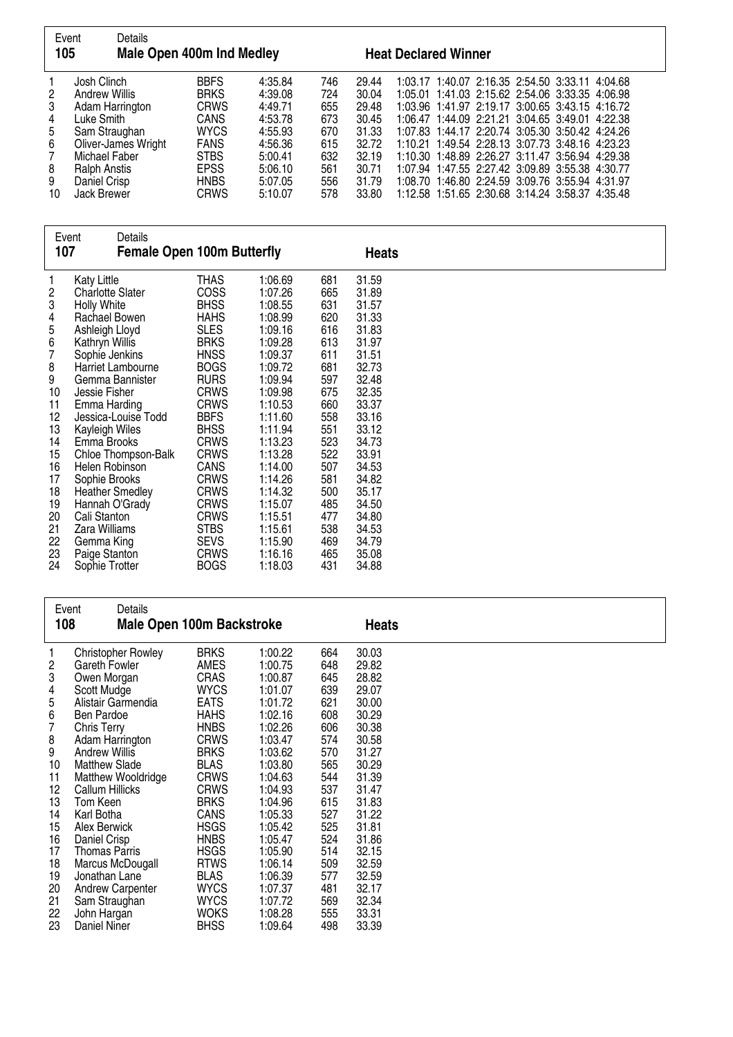## Event 105 — Male Open 400m Ind Medley — Heat Declared Winner

| | | | | | | | | | | | |
|---|---|---|---|---|---|---|---|---|---|---|---|
| 1 | Josh Clinch | BBFS | 4:35.84 | 746 | 29.44 | 1:03.17 | 1:40.07 | 2:16.35 | 2:54.50 | 3:33.11 | 4:04.68 |
| 2 | Andrew Willis | BRKS | 4:39.08 | 724 | 30.04 | 1:05.01 | 1:41.03 | 2:15.62 | 2:54.06 | 3:33.35 | 4:06.98 |
| 3 | Adam Harrington | CRWS | 4:49.71 | 655 | 29.48 | 1:03.96 | 1:41.97 | 2:19.17 | 3:00.65 | 3:43.15 | 4:16.72 |
| 4 | Luke Smith | CANS | 4:53.78 | 673 | 30.45 | 1:06.47 | 1:44.09 | 2:21.21 | 3:04.65 | 3:49.01 | 4:22.38 |
| 5 | Sam Straughan | WYCS | 4:55.93 | 670 | 31.33 | 1:07.83 | 1:44.17 | 2:20.74 | 3:05.30 | 3:50.42 | 4:24.26 |
| 6 | Oliver-James Wright | FANS | 4:56.36 | 615 | 32.72 | 1:10.21 | 1:49.54 | 2:28.13 | 3:07.73 | 3:48.16 | 4:23.23 |
| 7 | Michael Faber | STBS | 5:00.41 | 632 | 32.19 | 1:10.30 | 1:48.89 | 2:26.27 | 3:11.47 | 3:56.94 | 4:29.38 |
| 8 | Ralph Anstis | EPSS | 5:06.10 | 561 | 30.71 | 1:07.94 | 1:47.55 | 2:27.42 | 3:09.89 | 3:55.38 | 4:30.77 |
| 9 | Daniel Crisp | HNBS | 5:07.05 | 556 | 31.79 | 1:08.70 | 1:46.80 | 2:24.59 | 3:09.76 | 3:55.94 | 4:31.97 |
| 10 | Jack Brewer | CRWS | 5:10.07 | 578 | 33.80 | 1:12.58 | 1:51.65 | 2:30.68 | 3:14.24 | 3:58.37 | 4:35.48 |

## Event 107 — Female Open 100m Butterfly — Heats

| | | | | | |
|---|---|---|---|---|---|
| 1 | Katy Little | THAS | 1:06.69 | 681 | 31.59 |
| 2 | Charlotte Slater | COSS | 1:07.26 | 665 | 31.89 |
| 3 | Holly White | BHSS | 1:08.55 | 631 | 31.57 |
| 4 | Rachael Bowen | HAHS | 1:08.99 | 620 | 31.33 |
| 5 | Ashleigh Lloyd | SLES | 1:09.16 | 616 | 31.83 |
| 6 | Kathryn Willis | BRKS | 1:09.28 | 613 | 31.97 |
| 7 | Sophie Jenkins | HNSS | 1:09.37 | 611 | 31.51 |
| 8 | Harriet Lambourne | BOGS | 1:09.72 | 681 | 32.73 |
| 9 | Gemma Bannister | RURS | 1:09.94 | 597 | 32.48 |
| 10 | Jessie Fisher | CRWS | 1:09.98 | 675 | 32.35 |
| 11 | Emma Harding | CRWS | 1:10.53 | 660 | 33.37 |
| 12 | Jessica-Louise Todd | BBFS | 1:11.60 | 558 | 33.16 |
| 13 | Kayleigh Wiles | BHSS | 1:11.94 | 551 | 33.12 |
| 14 | Emma Brooks | CRWS | 1:13.23 | 523 | 34.73 |
| 15 | Chloe Thompson-Balk | CRWS | 1:13.28 | 522 | 33.91 |
| 16 | Helen Robinson | CANS | 1:14.00 | 507 | 34.53 |
| 17 | Sophie Brooks | CRWS | 1:14.26 | 581 | 34.82 |
| 18 | Heather Smedley | CRWS | 1:14.32 | 500 | 35.17 |
| 19 | Hannah O'Grady | CRWS | 1:15.07 | 485 | 34.50 |
| 20 | Cali Stanton | CRWS | 1:15.51 | 477 | 34.80 |
| 21 | Zara Williams | STBS | 1:15.61 | 538 | 34.53 |
| 22 | Gemma King | SEVS | 1:15.90 | 469 | 34.79 |
| 23 | Paige Stanton | CRWS | 1:16.16 | 465 | 35.08 |
| 24 | Sophie Trotter | BOGS | 1:18.03 | 431 | 34.88 |

## Event 108 — Male Open 100m Backstroke — Heats

| | | | | | |
|---|---|---|---|---|---|
| 1 | Christopher Rowley | BRKS | 1:00.22 | 664 | 30.03 |
| 2 | Gareth Fowler | AMES | 1:00.75 | 648 | 29.82 |
| 3 | Owen Morgan | CRAS | 1:00.87 | 645 | 28.82 |
| 4 | Scott Mudge | WYCS | 1:01.07 | 639 | 29.07 |
| 5 | Alistair Garmendia | EATS | 1:01.72 | 621 | 30.00 |
| 6 | Ben Pardoe | HAHS | 1:02.16 | 608 | 30.29 |
| 7 | Chris Terry | HNBS | 1:02.26 | 606 | 30.38 |
| 8 | Adam Harrington | CRWS | 1:03.47 | 574 | 30.58 |
| 9 | Andrew Willis | BRKS | 1:03.62 | 570 | 31.27 |
| 10 | Matthew Slade | BLAS | 1:03.80 | 565 | 30.29 |
| 11 | Matthew Wooldridge | CRWS | 1:04.63 | 544 | 31.39 |
| 12 | Callum Hillicks | CRWS | 1:04.93 | 537 | 31.47 |
| 13 | Tom Keen | BRKS | 1:04.96 | 615 | 31.83 |
| 14 | Karl Botha | CANS | 1:05.33 | 527 | 31.22 |
| 15 | Alex Berwick | HSGS | 1:05.42 | 525 | 31.81 |
| 16 | Daniel Crisp | HNBS | 1:05.47 | 524 | 31.86 |
| 17 | Thomas Parris | HSGS | 1:05.90 | 514 | 32.15 |
| 18 | Marcus McDougall | RTWS | 1:06.14 | 509 | 32.59 |
| 19 | Jonathan Lane | BLAS | 1:06.39 | 577 | 32.59 |
| 20 | Andrew Carpenter | WYCS | 1:07.37 | 481 | 32.17 |
| 21 | Sam Straughan | WYCS | 1:07.72 | 569 | 32.34 |
| 22 | John Hargan | WOKS | 1:08.28 | 555 | 33.31 |
| 23 | Daniel Niner | BHSS | 1:09.64 | 498 | 33.39 |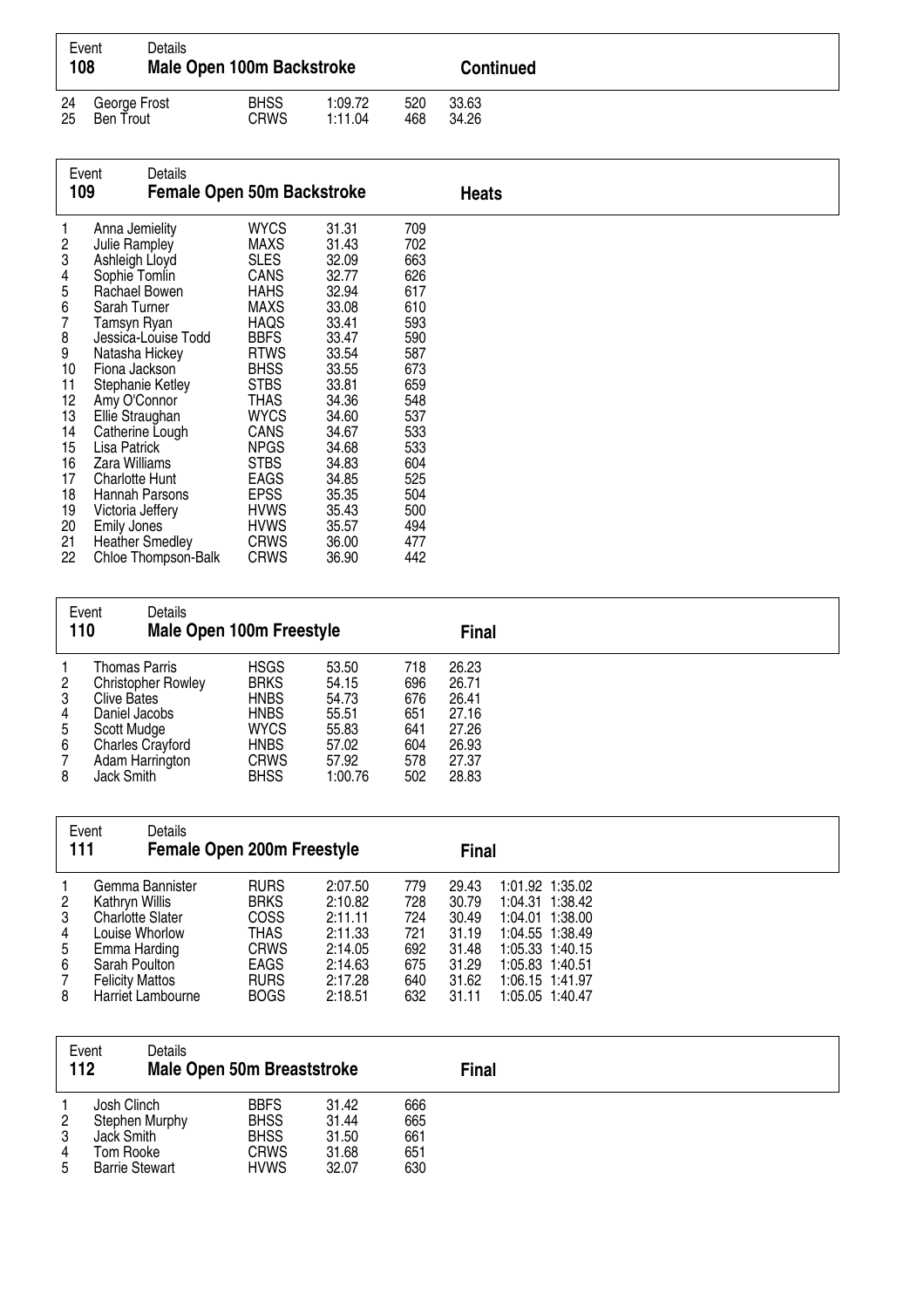## Event 108 — Male Open 100m Backstroke — Continued

| | | | | | |
|---|---|---|---|---|---|
| 24 | George Frost | BHSS | 1:09.72 | 520 | 33.63 |
| 25 | Ben Trout | CRWS | 1:11.04 | 468 | 34.26 |

## Event 109 — Female Open 50m Backstroke — Heats

| | | | | |
|---|---|---|---|---|
| 1 | Anna Jemielity | WYCS | 31.31 | 709 |
| 2 | Julie Rampley | MAXS | 31.43 | 702 |
| 3 | Ashleigh Lloyd | SLES | 32.09 | 663 |
| 4 | Sophie Tomlin | CANS | 32.77 | 626 |
| 5 | Rachael Bowen | HAHS | 32.94 | 617 |
| 6 | Sarah Turner | MAXS | 33.08 | 610 |
| 7 | Tamsyn Ryan | HAQS | 33.41 | 593 |
| 8 | Jessica-Louise Todd | BBFS | 33.47 | 590 |
| 9 | Natasha Hickey | RTWS | 33.54 | 587 |
| 10 | Fiona Jackson | BHSS | 33.55 | 673 |
| 11 | Stephanie Ketley | STBS | 33.81 | 659 |
| 12 | Amy O'Connor | THAS | 34.36 | 548 |
| 13 | Ellie Straughan | WYCS | 34.60 | 537 |
| 14 | Catherine Lough | CANS | 34.67 | 533 |
| 15 | Lisa Patrick | NPGS | 34.68 | 533 |
| 16 | Zara Williams | STBS | 34.83 | 604 |
| 17 | Charlotte Hunt | EAGS | 34.85 | 525 |
| 18 | Hannah Parsons | EPSS | 35.35 | 504 |
| 19 | Victoria Jeffery | HVWS | 35.43 | 500 |
| 20 | Emily Jones | HVWS | 35.57 | 494 |
| 21 | Heather Smedley | CRWS | 36.00 | 477 |
| 22 | Chloe Thompson-Balk | CRWS | 36.90 | 442 |

## Event 110 — Male Open 100m Freestyle — Final

| | | | | | |
|---|---|---|---|---|---|
| 1 | Thomas Parris | HSGS | 53.50 | 718 | 26.23 |
| 2 | Christopher Rowley | BRKS | 54.15 | 696 | 26.71 |
| 3 | Clive Bates | HNBS | 54.73 | 676 | 26.41 |
| 4 | Daniel Jacobs | HNBS | 55.51 | 651 | 27.16 |
| 5 | Scott Mudge | WYCS | 55.83 | 641 | 27.26 |
| 6 | Charles Crayford | HNBS | 57.02 | 604 | 26.93 |
| 7 | Adam Harrington | CRWS | 57.92 | 578 | 27.37 |
| 8 | Jack Smith | BHSS | 1:00.76 | 502 | 28.83 |

## Event 111 — Female Open 200m Freestyle — Final

| | | | | | | | |
|---|---|---|---|---|---|---|---|
| 1 | Gemma Bannister | RURS | 2:07.50 | 779 | 29.43 | 1:01.92 | 1:35.02 |
| 2 | Kathryn Willis | BRKS | 2:10.82 | 728 | 30.79 | 1:04.31 | 1:38.42 |
| 3 | Charlotte Slater | COSS | 2:11.11 | 724 | 30.49 | 1:04.01 | 1:38.00 |
| 4 | Louise Whorlow | THAS | 2:11.33 | 721 | 31.19 | 1:04.55 | 1:38.49 |
| 5 | Emma Harding | CRWS | 2:14.05 | 692 | 31.48 | 1:05.33 | 1:40.15 |
| 6 | Sarah Poulton | EAGS | 2:14.63 | 675 | 31.29 | 1:05.83 | 1:40.51 |
| 7 | Felicity Mattos | RURS | 2:17.28 | 640 | 31.62 | 1:06.15 | 1:41.97 |
| 8 | Harriet Lambourne | BOGS | 2:18.51 | 632 | 31.11 | 1:05.05 | 1:40.47 |

## Event 112 — Male Open 50m Breaststroke — Final

| | | | | |
|---|---|---|---|---|
| 1 | Josh Clinch | BBFS | 31.42 | 666 |
| 2 | Stephen Murphy | BHSS | 31.44 | 665 |
| 3 | Jack Smith | BHSS | 31.50 | 661 |
| 4 | Tom Rooke | CRWS | 31.68 | 651 |
| 5 | Barrie Stewart | HVWS | 32.07 | 630 |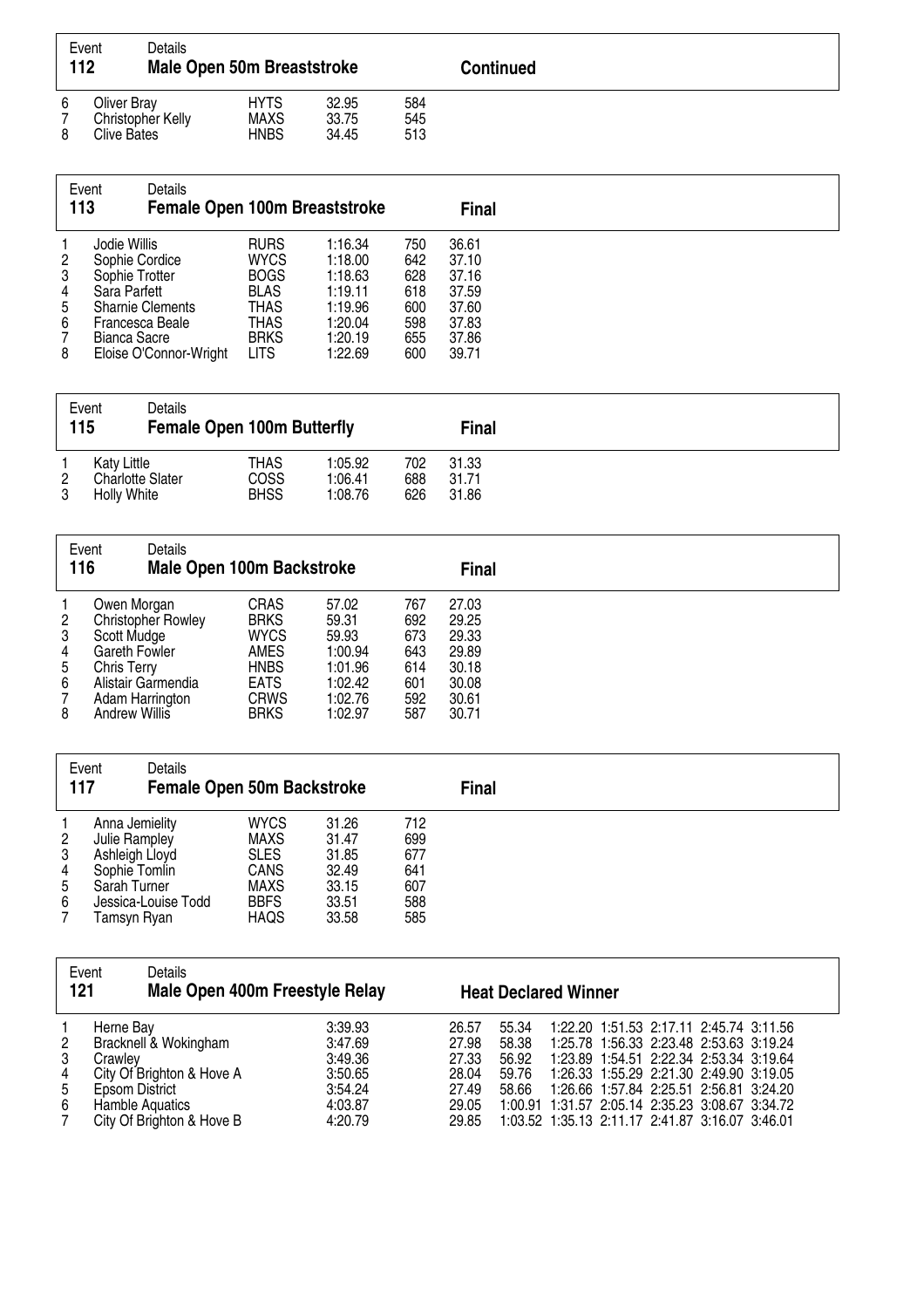## Event 112 Male Open 50m Breaststroke — Continued

| | | | | |
|---|---|---|---|---|
| 6 | Oliver Bray | HYTS | 32.95 | 584 |
| 7 | Christopher Kelly | MAXS | 33.75 | 545 |
| 8 | Clive Bates | HNBS | 34.45 | 513 |

## Event 113 Female Open 100m Breaststroke — Final

| | | | | | |
|---|---|---|---|---|---|
| 1 | Jodie Willis | RURS | 1:16.34 | 750 | 36.61 |
| 2 | Sophie Cordice | WYCS | 1:18.00 | 642 | 37.10 |
| 3 | Sophie Trotter | BOGS | 1:18.63 | 628 | 37.16 |
| 4 | Sara Parfett | BLAS | 1:19.11 | 618 | 37.59 |
| 5 | Sharnie Clements | THAS | 1:19.96 | 600 | 37.60 |
| 6 | Francesca Beale | THAS | 1:20.04 | 598 | 37.83 |
| 7 | Bianca Sacre | BRKS | 1:20.19 | 655 | 37.86 |
| 8 | Eloise O'Connor-Wright | LITS | 1:22.69 | 600 | 39.71 |

## Event 115 Female Open 100m Butterfly — Final

| | | | | | |
|---|---|---|---|---|---|
| 1 | Katy Little | THAS | 1:05.92 | 702 | 31.33 |
| 2 | Charlotte Slater | COSS | 1:06.41 | 688 | 31.71 |
| 3 | Holly White | BHSS | 1:08.76 | 626 | 31.86 |

## Event 116 Male Open 100m Backstroke — Final

| | | | | | |
|---|---|---|---|---|---|
| 1 | Owen Morgan | CRAS | 57.02 | 767 | 27.03 |
| 2 | Christopher Rowley | BRKS | 59.31 | 692 | 29.25 |
| 3 | Scott Mudge | WYCS | 59.93 | 673 | 29.33 |
| 4 | Gareth Fowler | AMES | 1:00.94 | 643 | 29.89 |
| 5 | Chris Terry | HNBS | 1:01.96 | 614 | 30.18 |
| 6 | Alistair Garmendia | EATS | 1:02.42 | 601 | 30.08 |
| 7 | Adam Harrington | CRWS | 1:02.76 | 592 | 30.61 |
| 8 | Andrew Willis | BRKS | 1:02.97 | 587 | 30.71 |

## Event 117 Female Open 50m Backstroke — Final

| | | | | |
|---|---|---|---|---|
| 1 | Anna Jemielity | WYCS | 31.26 | 712 |
| 2 | Julie Rampley | MAXS | 31.47 | 699 |
| 3 | Ashleigh Lloyd | SLES | 31.85 | 677 |
| 4 | Sophie Tomlin | CANS | 32.49 | 641 |
| 5 | Sarah Turner | MAXS | 33.15 | 607 |
| 6 | Jessica-Louise Todd | BBFS | 33.51 | 588 |
| 7 | Tamsyn Ryan | HAQS | 33.58 | 585 |

## Event 121 Male Open 400m Freestyle Relay — Heat Declared Winner

| | | | | | | | | | | |
|---|---|---|---|---|---|---|---|---|---|---|
| 1 | Herne Bay | 3:39.93 | 26.57 | 55.34 | 1:22.20 | 1:51.53 | 2:17.11 | 2:45.74 | 3:11.56 | |
| 2 | Bracknell & Wokingham | 3:47.69 | 27.98 | 58.38 | 1:25.78 | 1:56.33 | 2:23.48 | 2:53.63 | 3:19.24 | |
| 3 | Crawley | 3:49.36 | 27.33 | 56.92 | 1:23.89 | 1:54.51 | 2:22.34 | 2:53.34 | 3:19.64 | |
| 4 | City Of Brighton & Hove A | 3:50.65 | 28.04 | 59.76 | 1:26.33 | 1:55.29 | 2:21.30 | 2:49.90 | 3:19.05 | |
| 5 | Epsom District | 3:54.24 | 27.49 | 58.66 | 1:26.66 | 1:57.84 | 2:25.51 | 2:56.81 | 3:24.20 | |
| 6 | Hamble Aquatics | 4:03.87 | 29.05 | 1:00.91 | 1:31.57 | 2:05.14 | 2:35.23 | 3:08.67 | 3:34.72 | |
| 7 | City Of Brighton & Hove B | 4:20.79 | 29.85 | 1:03.52 | 1:35.13 | 2:11.17 | 2:41.87 | 3:16.07 | 3:46.01 | |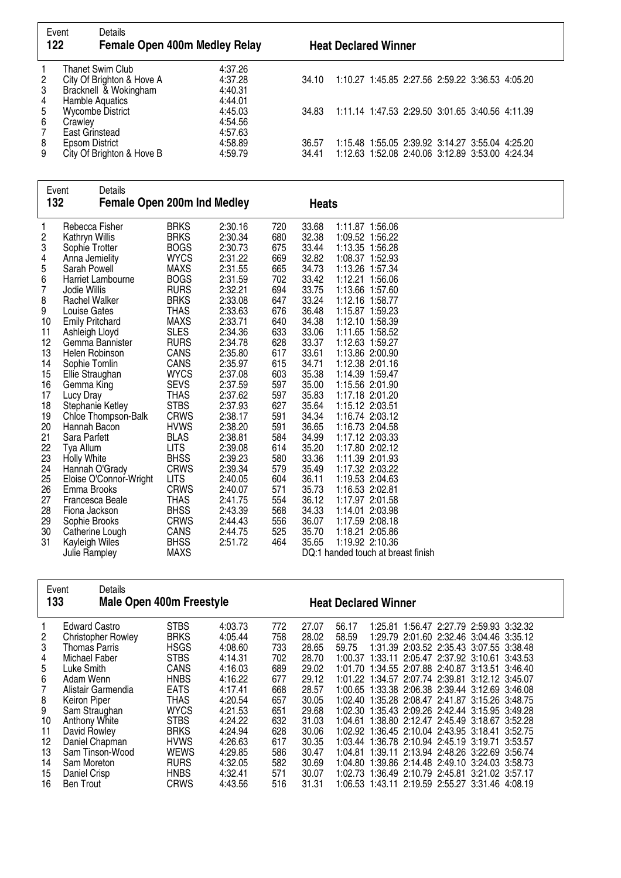## Event 122 Female Open 400m Medley Relay — Heat Declared Winner

| | | | | | | | | | | |
|---|---|---|---|---|---|---|---|---|---|---|
| 1 | Thanet Swim Club | 4:37.26 | | | | | | | | |
| 2 | City Of Brighton & Hove A | 4:37.28 | 34.10 | 1:10.27 | 1:45.85 | 2:27.56 | 2:59.22 | 3:36.53 | 4:05.20 | |
| 3 | Bracknell & Wokingham | 4:40.31 | | | | | | | | |
| 4 | Hamble Aquatics | 4:44.01 | | | | | | | | |
| 5 | Wycombe District | 4:45.03 | 34.83 | 1:11.14 | 1:47.53 | 2:29.50 | 3:01.65 | 3:40.56 | 4:11.39 | |
| 6 | Crawley | 4:54.56 | | | | | | | | |
| 7 | East Grinstead | 4:57.63 | | | | | | | | |
| 8 | Epsom District | 4:58.89 | 36.57 | 1:15.48 | 1:55.05 | 2:39.92 | 3:14.27 | 3:55.04 | 4:25.20 | |
| 9 | City Of Brighton & Hove B | 4:59.79 | 34.41 | 1:12.63 | 1:52.08 | 2:40.06 | 3:12.89 | 3:53.00 | 4:24.34 | |

## Event 132 Female Open 200m Ind Medley — Heats

| | | | | | | | |
|---|---|---|---|---|---|---|---|
| 1 | Rebecca Fisher | BRKS | 2:30.16 | 720 | 33.68 | 1:11.87 | 1:56.06 |
| 2 | Kathryn Willis | BRKS | 2:30.34 | 680 | 32.38 | 1:09.52 | 1:56.22 |
| 3 | Sophie Trotter | BOGS | 2:30.73 | 675 | 33.44 | 1:13.35 | 1:56.28 |
| 4 | Anna Jemielity | WYCS | 2:31.22 | 669 | 32.82 | 1:08.37 | 1:52.93 |
| 5 | Sarah Powell | MAXS | 2:31.55 | 665 | 34.73 | 1:13.26 | 1:57.34 |
| 6 | Harriet Lambourne | BOGS | 2:31.59 | 702 | 33.42 | 1:12.21 | 1:56.06 |
| 7 | Jodie Willis | RURS | 2:32.21 | 694 | 33.75 | 1:13.66 | 1:57.60 |
| 8 | Rachel Walker | BRKS | 2:33.08 | 647 | 33.24 | 1:12.16 | 1:58.77 |
| 9 | Louise Gates | THAS | 2:33.63 | 676 | 36.48 | 1:15.87 | 1:59.23 |
| 10 | Emily Pritchard | MAXS | 2:33.71 | 640 | 34.38 | 1:12.10 | 1:58.39 |
| 11 | Ashleigh Lloyd | SLES | 2:34.36 | 633 | 33.06 | 1:11.65 | 1:58.52 |
| 12 | Gemma Bannister | RURS | 2:34.78 | 628 | 33.37 | 1:12.63 | 1:59.27 |
| 13 | Helen Robinson | CANS | 2:35.80 | 617 | 33.61 | 1:13.86 | 2:00.90 |
| 14 | Sophie Tomlin | CANS | 2:35.97 | 615 | 34.71 | 1:12.38 | 2:01.16 |
| 15 | Ellie Straughan | WYCS | 2:37.08 | 603 | 35.38 | 1:14.39 | 1:59.47 |
| 16 | Gemma King | SEVS | 2:37.59 | 597 | 35.00 | 1:15.56 | 2:01.90 |
| 17 | Lucy Dray | THAS | 2:37.62 | 597 | 35.83 | 1:17.18 | 2:01.20 |
| 18 | Stephanie Ketley | STBS | 2:37.93 | 627 | 35.64 | 1:15.12 | 2:03.51 |
| 19 | Chloe Thompson-Balk | CRWS | 2:38.17 | 591 | 34.34 | 1:16.74 | 2:03.12 |
| 20 | Hannah Bacon | HVWS | 2:38.20 | 591 | 36.65 | 1:16.73 | 2:04.58 |
| 21 | Sara Parfett | BLAS | 2:38.81 | 584 | 34.99 | 1:17.12 | 2:03.33 |
| 22 | Tya Allum | LITS | 2:39.08 | 614 | 35.20 | 1:17.80 | 2:02.12 |
| 23 | Holly White | BHSS | 2:39.23 | 580 | 33.36 | 1:11.39 | 2:01.93 |
| 24 | Hannah O'Grady | CRWS | 2:39.34 | 579 | 35.49 | 1:17.32 | 2:03.22 |
| 25 | Eloise O'Connor-Wright | LITS | 2:40.05 | 604 | 36.11 | 1:19.53 | 2:04.63 |
| 26 | Emma Brooks | CRWS | 2:40.07 | 571 | 35.73 | 1:16.53 | 2:02.81 |
| 27 | Francesca Beale | THAS | 2:41.75 | 554 | 36.12 | 1:17.97 | 2:01.58 |
| 28 | Fiona Jackson | BHSS | 2:43.39 | 568 | 34.33 | 1:14.01 | 2:03.98 |
| 29 | Sophie Brooks | CRWS | 2:44.43 | 556 | 36.07 | 1:17.59 | 2:08.18 |
| 30 | Catherine Lough | CANS | 2:44.75 | 525 | 35.70 | 1:18.21 | 2:05.86 |
| 31 | Kayleigh Wiles | BHSS | 2:51.72 | 464 | 35.65 | 1:19.92 | 2:10.36 |
| | Julie Rampley | MAXS | | | DQ:1 handed touch at breast finish | | |

## Event 133 Male Open 400m Freestyle — Heat Declared Winner

| | | | | | | | | | | | | |
|---|---|---|---|---|---|---|---|---|---|---|---|---|
| 1 | Edward Castro | STBS | 4:03.73 | 772 | 27.07 | 56.17 | 1:25.81 | 1:56.47 | 2:27.79 | 2:59.93 | 3:32.32 | |
| 2 | Christopher Rowley | BRKS | 4:05.44 | 758 | 28.02 | 58.59 | 1:29.79 | 2:01.60 | 2:32.46 | 3:04.46 | 3:35.12 | |
| 3 | Thomas Parris | HSGS | 4:08.60 | 733 | 28.65 | 59.75 | 1:31.39 | 2:03.52 | 2:35.43 | 3:07.55 | 3:38.48 | |
| 4 | Michael Faber | STBS | 4:14.31 | 702 | 28.70 | 1:00.37 | 1:33.11 | 2:05.47 | 2:37.92 | 3:10.61 | 3:43.53 | |
| 5 | Luke Smith | CANS | 4:16.03 | 689 | 29.02 | 1:01.70 | 1:34.55 | 2:07.88 | 2:40.87 | 3:13.51 | 3:46.40 | |
| 6 | Adam Wenn | HNBS | 4:16.22 | 677 | 29.12 | 1:01.22 | 1:34.57 | 2:07.73 | 2:39.81 | 3:12.12 | 3:45.07 | |
| 7 | Alistair Garmendia | EATS | 4:17.41 | 668 | 28.57 | 1:00.65 | 1:33.38 | 2:06.38 | 2:39.44 | 3:12.69 | 3:46.08 | |
| 8 | Keiron Piper | THAS | 4:20.54 | 657 | 30.05 | 1:02.40 | 1:35.28 | 2:08.47 | 2:41.87 | 3:15.26 | 3:48.75 | |
| 9 | Sam Straughan | WYCS | 4:21.53 | 651 | 29.68 | 1:02.30 | 1:35.43 | 2:09.26 | 2:42.44 | 3:15.95 | 3:49.28 | |
| 10 | Anthony White | STBS | 4:24.22 | 632 | 31.03 | 1:04.61 | 1:38.80 | 2:12.47 | 2:45.49 | 3:18.67 | 3:52.28 | |
| 11 | David Rowley | BRKS | 4:24.94 | 628 | 30.06 | 1:02.92 | 1:36.45 | 2:10.04 | 2:43.95 | 3:18.41 | 3:52.75 | |
| 12 | Daniel Chapman | HVWS | 4:26.63 | 617 | 30.35 | 1:03.44 | 1:36.78 | 2:10.94 | 2:45.19 | 3:19.71 | 3:53.57 | |
| 13 | Sam Tinson-Wood | WEWS | 4:29.85 | 586 | 30.47 | 1:04.81 | 1:39.11 | 2:13.94 | 2:48.26 | 3:22.69 | 3:56.74 | |
| 14 | Sam Moreton | RURS | 4:32.05 | 582 | 30.69 | 1:04.80 | 1:39.86 | 2:14.48 | 2:49.10 | 3:24.03 | 3:58.73 | |
| 15 | Daniel Crisp | HNBS | 4:32.41 | 571 | 30.07 | 1:02.73 | 1:36.49 | 2:10.79 | 2:45.81 | 3:21.02 | 3:57.17 | |
| 16 | Ben Trout | CRWS | 4:43.56 | 516 | 31.31 | 1:06.53 | 1:43.11 | 2:19.59 | 2:55.27 | 3:31.46 | 4:08.19 | |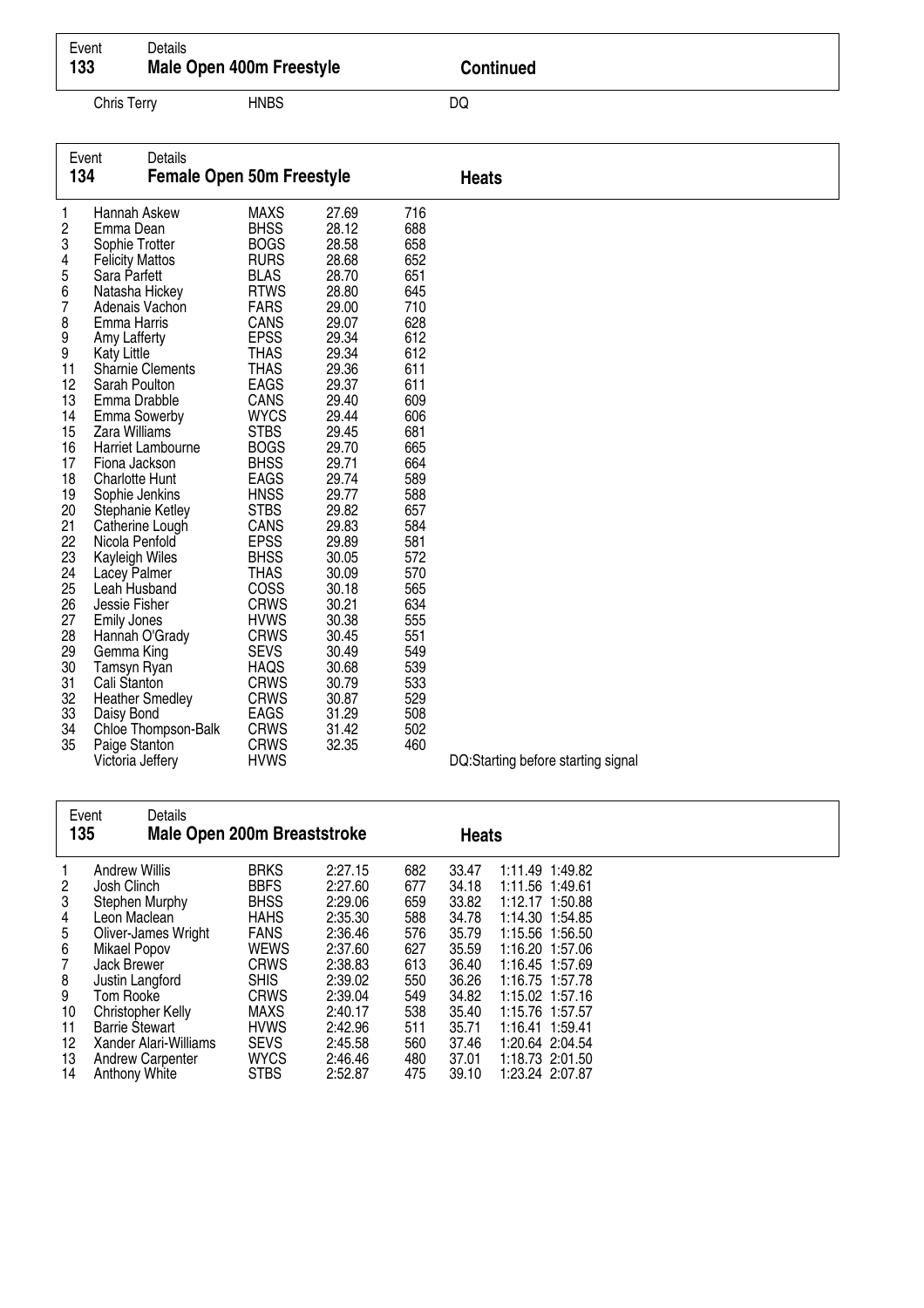## Event 133 Male Open 400m Freestyle — Continued

| | | | | |
|---|---|---|---|---|
| | Chris Terry | HNBS | | DQ |

## Event 134 Female Open 50m Freestyle — Heats

| | | | | | |
|---|---|---|---|---|---|
| 1 | Hannah Askew | MAXS | 27.69 | 716 | |
| 2 | Emma Dean | BHSS | 28.12 | 688 | |
| 3 | Sophie Trotter | BOGS | 28.58 | 658 | |
| 4 | Felicity Mattos | RURS | 28.68 | 652 | |
| 5 | Sara Parfett | BLAS | 28.70 | 651 | |
| 6 | Natasha Hickey | RTWS | 28.80 | 645 | |
| 7 | Adenais Vachon | FARS | 29.00 | 710 | |
| 8 | Emma Harris | CANS | 29.07 | 628 | |
| 9 | Amy Lafferty | EPSS | 29.34 | 612 | |
| 9 | Katy Little | THAS | 29.34 | 612 | |
| 11 | Sharnie Clements | THAS | 29.36 | 611 | |
| 12 | Sarah Poulton | EAGS | 29.37 | 611 | |
| 13 | Emma Drabble | CANS | 29.40 | 609 | |
| 14 | Emma Sowerby | WYCS | 29.44 | 606 | |
| 15 | Zara Williams | STBS | 29.45 | 681 | |
| 16 | Harriet Lambourne | BOGS | 29.70 | 665 | |
| 17 | Fiona Jackson | BHSS | 29.71 | 664 | |
| 18 | Charlotte Hunt | EAGS | 29.74 | 589 | |
| 19 | Sophie Jenkins | HNSS | 29.77 | 588 | |
| 20 | Stephanie Ketley | STBS | 29.82 | 657 | |
| 21 | Catherine Lough | CANS | 29.83 | 584 | |
| 22 | Nicola Penfold | EPSS | 29.89 | 581 | |
| 23 | Kayleigh Wiles | BHSS | 30.05 | 572 | |
| 24 | Lacey Palmer | THAS | 30.09 | 570 | |
| 25 | Leah Husband | COSS | 30.18 | 565 | |
| 26 | Jessie Fisher | CRWS | 30.21 | 634 | |
| 27 | Emily Jones | HVWS | 30.38 | 555 | |
| 28 | Hannah O'Grady | CRWS | 30.45 | 551 | |
| 29 | Gemma King | SEVS | 30.49 | 549 | |
| 30 | Tamsyn Ryan | HAQS | 30.68 | 539 | |
| 31 | Cali Stanton | CRWS | 30.79 | 533 | |
| 32 | Heather Smedley | CRWS | 30.87 | 529 | |
| 33 | Daisy Bond | EAGS | 31.29 | 508 | |
| 34 | Chloe Thompson-Balk | CRWS | 31.42 | 502 | |
| 35 | Paige Stanton | CRWS | 32.35 | 460 | |
| | Victoria Jeffery | HVWS | | | DQ:Starting before starting signal |

## Event 135 Male Open 200m Breaststroke — Heats

| | | | | | | | |
|---|---|---|---|---|---|---|---|
| 1 | Andrew Willis | BRKS | 2:27.15 | 682 | 33.47 | 1:11.49 | 1:49.82 |
| 2 | Josh Clinch | BBFS | 2:27.60 | 677 | 34.18 | 1:11.56 | 1:49.61 |
| 3 | Stephen Murphy | BHSS | 2:29.06 | 659 | 33.82 | 1:12.17 | 1:50.88 |
| 4 | Leon Maclean | HAHS | 2:35.30 | 588 | 34.78 | 1:14.30 | 1:54.85 |
| 5 | Oliver-James Wright | FANS | 2:36.46 | 576 | 35.79 | 1:15.56 | 1:56.50 |
| 6 | Mikael Popov | WEWS | 2:37.60 | 627 | 35.59 | 1:16.20 | 1:57.06 |
| 7 | Jack Brewer | CRWS | 2:38.83 | 613 | 36.40 | 1:16.45 | 1:57.69 |
| 8 | Justin Langford | SHIS | 2:39.02 | 550 | 36.26 | 1:16.75 | 1:57.78 |
| 9 | Tom Rooke | CRWS | 2:39.04 | 549 | 34.82 | 1:15.02 | 1:57.16 |
| 10 | Christopher Kelly | MAXS | 2:40.17 | 538 | 35.40 | 1:15.76 | 1:57.57 |
| 11 | Barrie Stewart | HVWS | 2:42.96 | 511 | 35.71 | 1:16.41 | 1:59.41 |
| 12 | Xander Alari-Williams | SEVS | 2:45.58 | 560 | 37.46 | 1:20.64 | 2:04.54 |
| 13 | Andrew Carpenter | WYCS | 2:46.46 | 480 | 37.01 | 1:18.73 | 2:01.50 |
| 14 | Anthony White | STBS | 2:52.87 | 475 | 39.10 | 1:23.24 | 2:07.87 |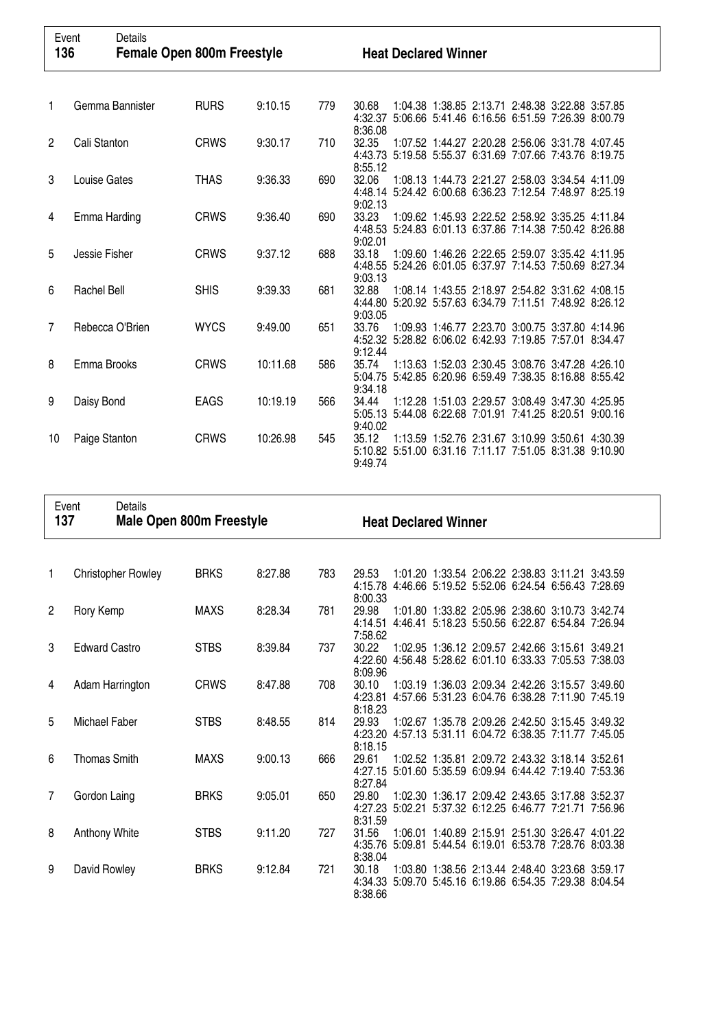| Event | Details | | |
|---|---|---|---|
| **136** | **Female Open 800m Freestyle** | | **Heat Declared Winner** |

| | | | | | |
|---|---|---|---|---|---|
| 1 | Gemma Bannister | RURS | 9:10.15 | 779 | 30.68 1:04.38 1:38.85 2:13.71 2:48.38 3:22.88 3:57.85 4:32.37 5:06.66 5:41.46 6:16.56 6:51.59 7:26.39 8:00.79 8:36.08 |
| 2 | Cali Stanton | CRWS | 9:30.17 | 710 | 32.35 1:07.52 1:44.27 2:20.28 2:56.06 3:31.78 4:07.45 4:43.73 5:19.58 5:55.37 6:31.69 7:07.66 7:43.76 8:19.75 8:55.12 |
| 3 | Louise Gates | THAS | 9:36.33 | 690 | 32.06 1:08.13 1:44.73 2:21.27 2:58.03 3:34.54 4:11.09 4:48.14 5:24.42 6:00.68 6:36.23 7:12.54 7:48.97 8:25.19 9:02.13 |
| 4 | Emma Harding | CRWS | 9:36.40 | 690 | 32.52 1:09.62 1:45.93 2:22.52 2:58.92 3:35.25 4:11.84 4:48.53 5:24.83 6:01.13 6:37.86 7:14.38 7:50.42 8:26.88 9:02.01 |
| 5 | Jessie Fisher | CRWS | 9:37.12 | 688 | 33.18 1:09.60 1:46.26 2:22.65 2:59.07 3:35.42 4:11.95 4:48.55 5:24.26 6:01.05 6:37.97 7:14.53 7:50.69 8:27.34 9:03.13 |
| 6 | Rachel Bell | SHIS | 9:39.33 | 681 | 32.88 1:08.14 1:43.55 2:18.97 2:54.82 3:31.62 4:08.15 4:44.80 5:20.92 5:57.63 6:34.79 7:11.51 7:48.92 8:26.12 9:03.05 |
| 7 | Rebecca O'Brien | WYCS | 9:49.00 | 651 | 33.76 1:09.93 1:46.77 2:23.70 3:00.75 3:37.80 4:14.96 4:52.32 5:28.82 6:06.02 6:42.93 7:19.85 7:57.01 8:34.47 9:12.44 |
| 8 | Emma Brooks | CRWS | 10:11.68 | 586 | 35.74 1:13.63 1:52.03 2:30.45 3:08.76 3:47.28 4:26.10 5:04.75 5:42.85 6:20.96 6:59.49 7:38.35 8:16.88 8:55.42 9:34.18 |
| 9 | Daisy Bond | EAGS | 10:19.19 | 566 | 34.44 1:12.28 1:51.03 2:29.57 3:08.49 3:47.30 4:25.95 5:05.13 5:44.08 6:22.68 7:01.91 7:41.25 8:20.51 9:00.16 9:40.02 |
| 10 | Paige Stanton | CRWS | 10:26.98 | 545 | 35.12 1:13.59 1:52.76 2:31.67 3:10.99 3:50.61 4:30.39 5:10.82 5:51.00 6:31.16 7:11.17 7:51.05 8:31.38 9:10.90 9:49.74 |

| Event | Details | | |
|---|---|---|---|
| **137** | **Male Open 800m Freestyle** | | **Heat Declared Winner** |

| | | | | | |
|---|---|---|---|---|---|
| 1 | Christopher Rowley | BRKS | 8:27.88 | 783 | 29.53 1:01.20 1:33.54 2:06.22 2:38.83 3:11.21 3:43.59 4:15.78 4:46.66 5:19.52 5:52.06 6:24.54 6:56.43 7:28.69 8:00.33 |
| 2 | Rory Kemp | MAXS | 8:28.34 | 781 | 29.98 1:01.80 1:33.82 2:05.96 2:38.60 3:10.73 3:42.74 4:14.51 4:46.41 5:18.23 5:50.56 6:22.87 6:54.84 7:26.94 7:58.62 |
| 3 | Edward Castro | STBS | 8:39.84 | 737 | 30.22 1:02.95 1:36.12 2:09.57 2:42.66 3:15.61 3:49.21 4:22.60 4:56.48 5:28.62 6:01.10 6:33.33 7:05.53 7:38.03 8:09.96 |
| 4 | Adam Harrington | CRWS | 8:47.88 | 708 | 30.10 1:03.19 1:36.03 2:09.34 2:42.26 3:15.57 3:49.60 4:23.81 4:57.66 5:31.23 6:04.76 6:38.28 7:11.90 7:45.19 8:18.23 |
| 5 | Michael Faber | STBS | 8:48.55 | 814 | 29.93 1:02.67 1:35.78 2:09.26 2:42.50 3:15.45 3:49.32 4:23.20 4:57.13 5:31.11 6:04.72 6:38.35 7:11.77 7:45.05 8:18.15 |
| 6 | Thomas Smith | MAXS | 9:00.13 | 666 | 29.61 1:02.52 1:35.81 2:09.72 2:43.32 3:18.14 3:52.61 4:27.15 5:01.60 5:35.59 6:09.94 6:44.42 7:19.40 7:53.36 8:27.84 |
| 7 | Gordon Laing | BRKS | 9:05.01 | 650 | 29.80 1:02.30 1:36.17 2:09.42 2:43.65 3:17.88 3:52.37 4:27.23 5:02.21 5:37.32 6:12.25 6:46.77 7:21.71 7:56.96 8:31.59 |
| 8 | Anthony White | STBS | 9:11.20 | 727 | 31.56 1:06.01 1:40.89 2:15.91 2:51.30 3:26.47 4:01.22 4:35.76 5:09.81 5:44.54 6:19.01 6:53.78 7:28.76 8:03.38 8:38.04 |
| 9 | David Rowley | BRKS | 9:12.84 | 721 | 30.18 1:03.80 1:38.56 2:13.44 2:48.40 3:23.68 3:59.17 4:34.33 5:09.70 5:45.16 6:19.86 6:54.35 7:29.38 8:04.54 8:38.66 |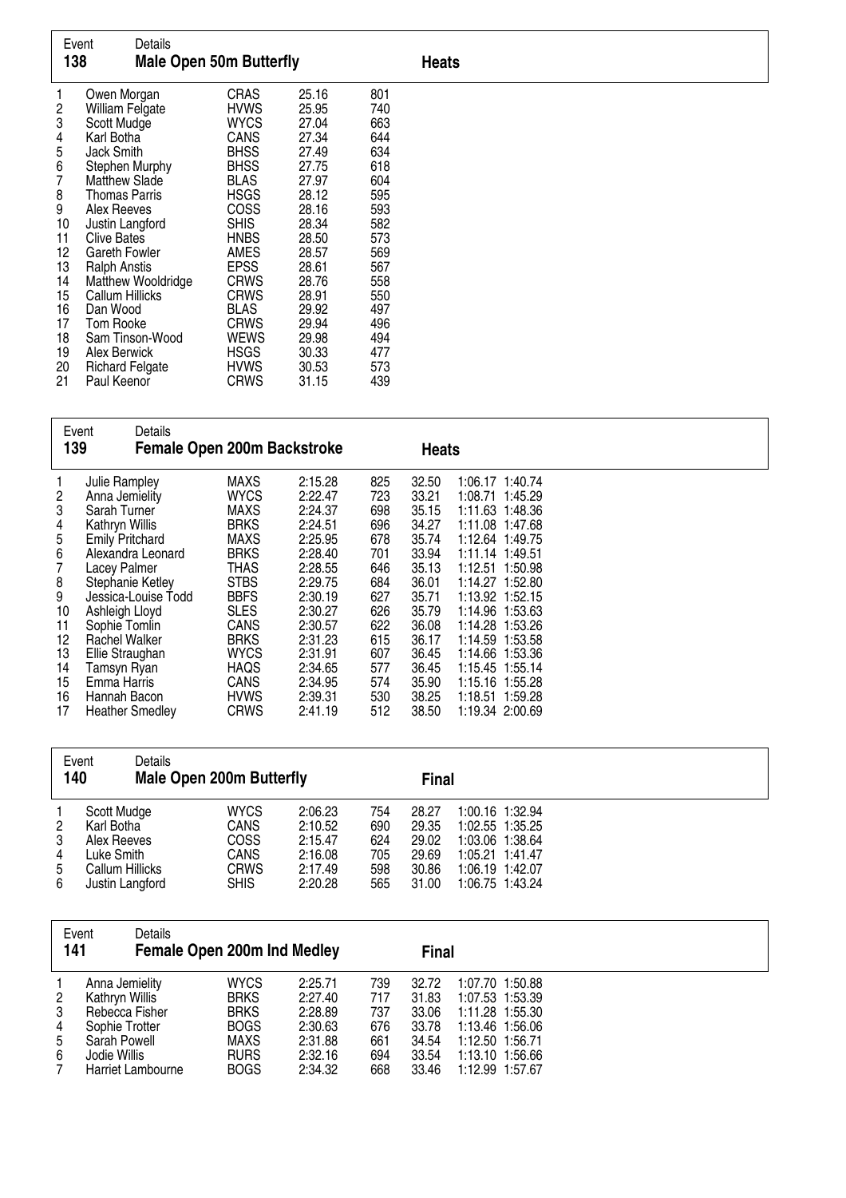## Event 138 — Male Open 50m Butterfly — Heats

| | | | | |
|---|---|---|---|---|
| 1 | Owen Morgan | CRAS | 25.16 | 801 |
| 2 | William Felgate | HVWS | 25.95 | 740 |
| 3 | Scott Mudge | WYCS | 27.04 | 663 |
| 4 | Karl Botha | CANS | 27.34 | 644 |
| 5 | Jack Smith | BHSS | 27.49 | 634 |
| 6 | Stephen Murphy | BHSS | 27.75 | 618 |
| 7 | Matthew Slade | BLAS | 27.97 | 604 |
| 8 | Thomas Parris | HSGS | 28.12 | 595 |
| 9 | Alex Reeves | COSS | 28.16 | 593 |
| 10 | Justin Langford | SHIS | 28.34 | 582 |
| 11 | Clive Bates | HNBS | 28.50 | 573 |
| 12 | Gareth Fowler | AMES | 28.57 | 569 |
| 13 | Ralph Anstis | EPSS | 28.61 | 567 |
| 14 | Matthew Wooldridge | CRWS | 28.76 | 558 |
| 15 | Callum Hillicks | CRWS | 28.91 | 550 |
| 16 | Dan Wood | BLAS | 29.92 | 497 |
| 17 | Tom Rooke | CRWS | 29.94 | 496 |
| 18 | Sam Tinson-Wood | WEWS | 29.98 | 494 |
| 19 | Alex Berwick | HSGS | 30.33 | 477 |
| 20 | Richard Felgate | HVWS | 30.53 | 573 |
| 21 | Paul Keenor | CRWS | 31.15 | 439 |

## Event 139 — Female Open 200m Backstroke — Heats

| | | | | | | | |
|---|---|---|---|---|---|---|---|
| 1 | Julie Rampley | MAXS | 2:15.28 | 825 | 32.50 | 1:06.17 | 1:40.74 |
| 2 | Anna Jemielity | WYCS | 2:22.47 | 723 | 33.21 | 1:08.71 | 1:45.29 |
| 3 | Sarah Turner | MAXS | 2:24.37 | 698 | 35.15 | 1:11.63 | 1:48.36 |
| 4 | Kathryn Willis | BRKS | 2:24.51 | 696 | 34.27 | 1:11.08 | 1:47.68 |
| 5 | Emily Pritchard | MAXS | 2:25.95 | 678 | 35.74 | 1:12.64 | 1:49.75 |
| 6 | Alexandra Leonard | BRKS | 2:28.40 | 701 | 33.94 | 1:11.14 | 1:49.51 |
| 7 | Lacey Palmer | THAS | 2:28.55 | 646 | 35.13 | 1:12.51 | 1:50.98 |
| 8 | Stephanie Ketley | STBS | 2:29.75 | 684 | 36.01 | 1:14.27 | 1:52.80 |
| 9 | Jessica-Louise Todd | BBFS | 2:30.19 | 627 | 35.71 | 1:13.92 | 1:52.15 |
| 10 | Ashleigh Lloyd | SLES | 2:30.27 | 626 | 35.79 | 1:14.96 | 1:53.63 |
| 11 | Sophie Tomlin | CANS | 2:30.57 | 622 | 36.08 | 1:14.28 | 1:53.26 |
| 12 | Rachel Walker | BRKS | 2:31.23 | 615 | 36.17 | 1:14.59 | 1:53.58 |
| 13 | Ellie Straughan | WYCS | 2:31.91 | 607 | 36.45 | 1:14.66 | 1:53.36 |
| 14 | Tamsyn Ryan | HAQS | 2:34.65 | 577 | 36.45 | 1:15.45 | 1:55.14 |
| 15 | Emma Harris | CANS | 2:34.95 | 574 | 35.90 | 1:15.16 | 1:55.28 |
| 16 | Hannah Bacon | HVWS | 2:39.31 | 530 | 38.25 | 1:18.51 | 1:59.28 |
| 17 | Heather Smedley | CRWS | 2:41.19 | 512 | 38.50 | 1:19.34 | 2:00.69 |

## Event 140 — Male Open 200m Butterfly — Final

| | | | | | | | |
|---|---|---|---|---|---|---|---|
| 1 | Scott Mudge | WYCS | 2:06.23 | 754 | 28.27 | 1:00.16 | 1:32.94 |
| 2 | Karl Botha | CANS | 2:10.52 | 690 | 29.35 | 1:02.55 | 1:35.25 |
| 3 | Alex Reeves | COSS | 2:15.47 | 624 | 29.02 | 1:03.06 | 1:38.64 |
| 4 | Luke Smith | CANS | 2:16.08 | 705 | 29.69 | 1:05.21 | 1:41.47 |
| 5 | Callum Hillicks | CRWS | 2:17.49 | 598 | 30.86 | 1:06.19 | 1:42.07 |
| 6 | Justin Langford | SHIS | 2:20.28 | 565 | 31.00 | 1:06.75 | 1:43.24 |

## Event 141 — Female Open 200m Ind Medley — Final

| | | | | | | | |
|---|---|---|---|---|---|---|---|
| 1 | Anna Jemielity | WYCS | 2:25.71 | 739 | 32.72 | 1:07.70 | 1:50.88 |
| 2 | Kathryn Willis | BRKS | 2:27.40 | 717 | 31.83 | 1:07.53 | 1:53.39 |
| 3 | Rebecca Fisher | BRKS | 2:28.89 | 737 | 33.06 | 1:11.28 | 1:55.30 |
| 4 | Sophie Trotter | BOGS | 2:30.63 | 676 | 33.78 | 1:13.46 | 1:56.06 |
| 5 | Sarah Powell | MAXS | 2:31.88 | 661 | 34.54 | 1:12.50 | 1:56.71 |
| 6 | Jodie Willis | RURS | 2:32.16 | 694 | 33.54 | 1:13.10 | 1:56.66 |
| 7 | Harriet Lambourne | BOGS | 2:34.32 | 668 | 33.46 | 1:12.99 | 1:57.67 |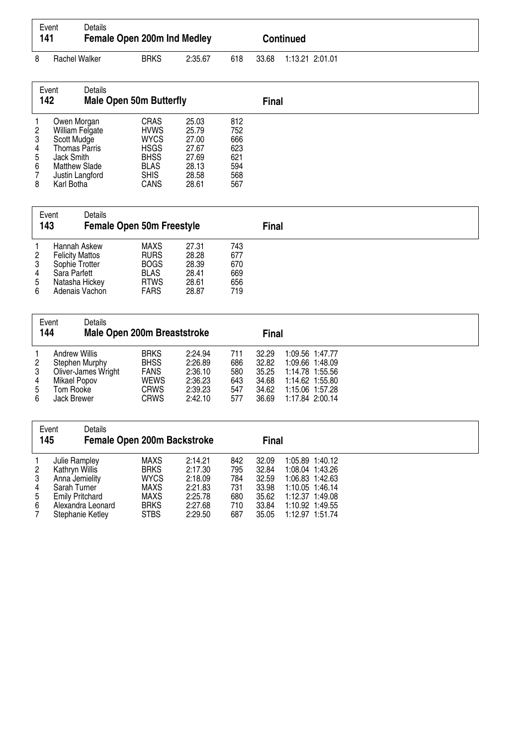## Event 141 Female Open 200m Ind Medley — Continued

| | | | | | | | |
|---|---|---|---|---|---|---|---|
| 8 | Rachel Walker | BRKS | 2:35.67 | 618 | 33.68 | 1:13.21 | 2:01.01 |

## Event 142 Male Open 50m Butterfly — Final

| | | | | |
|---|---|---|---|---|
| 1 | Owen Morgan | CRAS | 25.03 | 812 |
| 2 | William Felgate | HVWS | 25.79 | 752 |
| 3 | Scott Mudge | WYCS | 27.00 | 666 |
| 4 | Thomas Parris | HSGS | 27.67 | 623 |
| 5 | Jack Smith | BHSS | 27.69 | 621 |
| 6 | Matthew Slade | BLAS | 28.13 | 594 |
| 7 | Justin Langford | SHIS | 28.58 | 568 |
| 8 | Karl Botha | CANS | 28.61 | 567 |

## Event 143 Female Open 50m Freestyle — Final

| | | | | |
|---|---|---|---|---|
| 1 | Hannah Askew | MAXS | 27.31 | 743 |
| 2 | Felicity Mattos | RURS | 28.28 | 677 |
| 3 | Sophie Trotter | BOGS | 28.39 | 670 |
| 4 | Sara Parfett | BLAS | 28.41 | 669 |
| 5 | Natasha Hickey | RTWS | 28.61 | 656 |
| 6 | Adenais Vachon | FARS | 28.87 | 719 |

## Event 144 Male Open 200m Breaststroke — Final

| | | | | | | | |
|---|---|---|---|---|---|---|---|
| 1 | Andrew Willis | BRKS | 2:24.94 | 711 | 32.29 | 1:09.56 | 1:47.77 |
| 2 | Stephen Murphy | BHSS | 2:26.89 | 686 | 32.82 | 1:09.66 | 1:48.09 |
| 3 | Oliver-James Wright | FANS | 2:36.10 | 580 | 35.25 | 1:14.78 | 1:55.56 |
| 4 | Mikael Popov | WEWS | 2:36.23 | 643 | 34.68 | 1:14.62 | 1:55.80 |
| 5 | Tom Rooke | CRWS | 2:39.23 | 547 | 34.62 | 1:15.06 | 1:57.28 |
| 6 | Jack Brewer | CRWS | 2:42.10 | 577 | 36.69 | 1:17.84 | 2:00.14 |

## Event 145 Female Open 200m Backstroke — Final

| | | | | | | | |
|---|---|---|---|---|---|---|---|
| 1 | Julie Rampley | MAXS | 2:14.21 | 842 | 32.09 | 1:05.89 | 1:40.12 |
| 2 | Kathryn Willis | BRKS | 2:17.30 | 795 | 32.84 | 1:08.04 | 1:43.26 |
| 3 | Anna Jemielity | WYCS | 2:18.09 | 784 | 32.59 | 1:06.83 | 1:42.63 |
| 4 | Sarah Turner | MAXS | 2:21.83 | 731 | 33.98 | 1:10.05 | 1:46.14 |
| 5 | Emily Pritchard | MAXS | 2:25.78 | 680 | 35.62 | 1:12.37 | 1:49.08 |
| 6 | Alexandra Leonard | BRKS | 2:27.68 | 710 | 33.84 | 1:10.92 | 1:49.55 |
| 7 | Stephanie Ketley | STBS | 2:29.50 | 687 | 35.05 | 1:12.97 | 1:51.74 |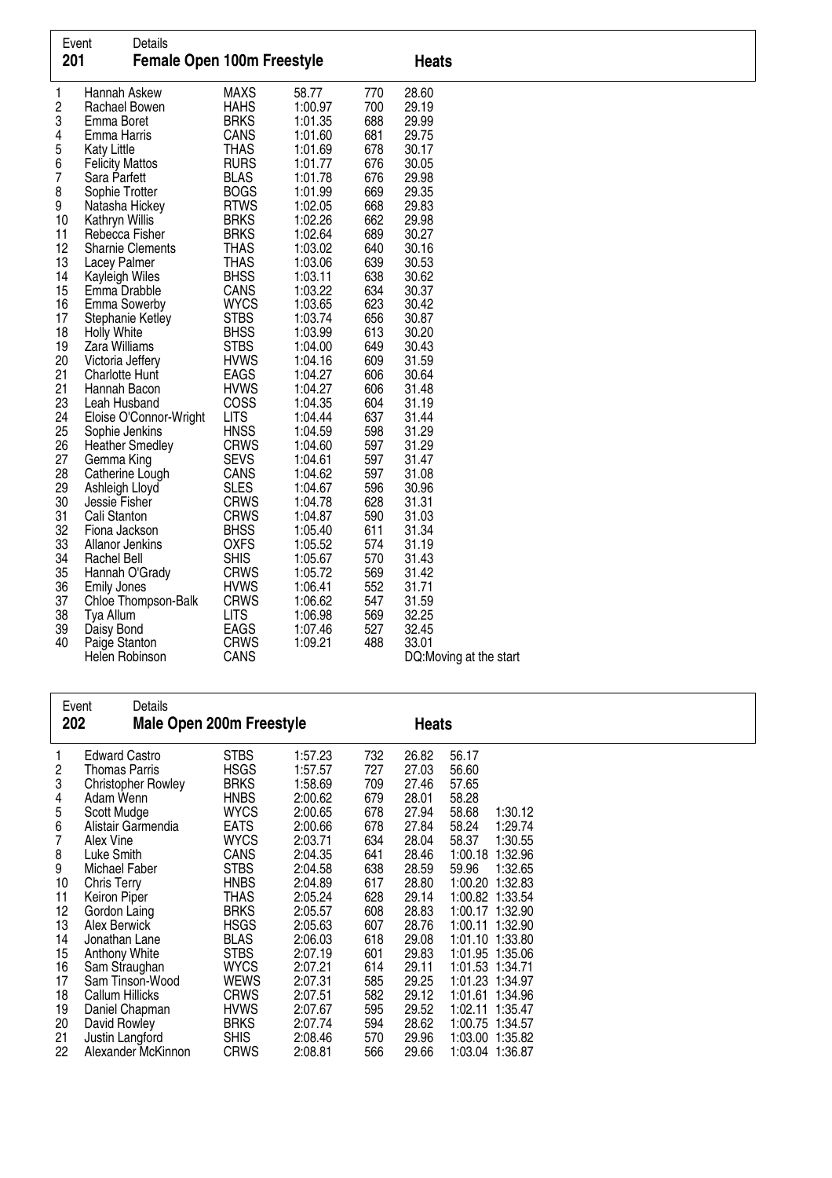| Event | Details | | | | | |
|---|---|---|---|---|---|---|
| **201** | **Female Open 100m Freestyle** | | | | **Heats** | |

| | | | | | |
|---|---|---|---|---|---|
| 1 | Hannah Askew | MAXS | 58.77 | 770 | 28.60 |
| 2 | Rachael Bowen | HAHS | 1:00.97 | 700 | 29.19 |
| 3 | Emma Boret | BRKS | 1:01.35 | 688 | 29.99 |
| 4 | Emma Harris | CANS | 1:01.60 | 681 | 29.75 |
| 5 | Katy Little | THAS | 1:01.69 | 678 | 30.17 |
| 6 | Felicity Mattos | RURS | 1:01.77 | 676 | 30.05 |
| 7 | Sara Parfett | BLAS | 1:01.78 | 676 | 29.98 |
| 8 | Sophie Trotter | BOGS | 1:01.99 | 669 | 29.35 |
| 9 | Natasha Hickey | RTWS | 1:02.05 | 668 | 29.83 |
| 10 | Kathryn Willis | BRKS | 1:02.26 | 662 | 29.98 |
| 11 | Rebecca Fisher | BRKS | 1:02.64 | 689 | 30.27 |
| 12 | Sharnie Clements | THAS | 1:03.02 | 640 | 30.16 |
| 13 | Lacey Palmer | THAS | 1:03.06 | 639 | 30.53 |
| 14 | Kayleigh Wiles | BHSS | 1:03.11 | 638 | 30.62 |
| 15 | Emma Drabble | CANS | 1:03.22 | 634 | 30.37 |
| 16 | Emma Sowerby | WYCS | 1:03.65 | 623 | 30.42 |
| 17 | Stephanie Ketley | STBS | 1:03.74 | 656 | 30.87 |
| 18 | Holly White | BHSS | 1:03.99 | 613 | 30.20 |
| 19 | Zara Williams | STBS | 1:04.00 | 649 | 30.43 |
| 20 | Victoria Jeffery | HVWS | 1:04.16 | 609 | 31.59 |
| 21 | Charlotte Hunt | EAGS | 1:04.27 | 606 | 30.64 |
| 21 | Hannah Bacon | HVWS | 1:04.27 | 606 | 31.48 |
| 23 | Leah Husband | COSS | 1:04.35 | 604 | 31.19 |
| 24 | Eloise O'Connor-Wright | LITS | 1:04.44 | 637 | 31.44 |
| 25 | Sophie Jenkins | HNSS | 1:04.59 | 598 | 31.29 |
| 26 | Heather Smedley | CRWS | 1:04.60 | 597 | 31.29 |
| 27 | Gemma King | SEVS | 1:04.61 | 597 | 31.47 |
| 28 | Catherine Lough | CANS | 1:04.62 | 597 | 31.08 |
| 29 | Ashleigh Lloyd | SLES | 1:04.67 | 596 | 30.96 |
| 30 | Jessie Fisher | CRWS | 1:04.78 | 628 | 31.31 |
| 31 | Cali Stanton | CRWS | 1:04.87 | 590 | 31.03 |
| 32 | Fiona Jackson | BHSS | 1:05.40 | 611 | 31.34 |
| 33 | Allanor Jenkins | OXFS | 1:05.52 | 574 | 31.19 |
| 34 | Rachel Bell | SHIS | 1:05.67 | 570 | 31.43 |
| 35 | Hannah O'Grady | CRWS | 1:05.72 | 569 | 31.42 |
| 36 | Emily Jones | HVWS | 1:06.41 | 552 | 31.71 |
| 37 | Chloe Thompson-Balk | CRWS | 1:06.62 | 547 | 31.59 |
| 38 | Tya Allum | LITS | 1:06.98 | 569 | 32.25 |
| 39 | Daisy Bond | EAGS | 1:07.46 | 527 | 32.45 |
| 40 | Paige Stanton | CRWS | 1:09.21 | 488 | 33.01 |
| | Helen Robinson | CANS | | | DQ:Moving at the start |

| Event | Details | | | | | |
|---|---|---|---|---|---|---|
| **202** | **Male Open 200m Freestyle** | | | | **Heats** | |

| | | | | | | | |
|---|---|---|---|---|---|---|---|
| 1 | Edward Castro | STBS | 1:57.23 | 732 | 26.82 | 56.17 | |
| 2 | Thomas Parris | HSGS | 1:57.57 | 727 | 27.03 | 56.60 | |
| 3 | Christopher Rowley | BRKS | 1:58.69 | 709 | 27.46 | 57.65 | |
| 4 | Adam Wenn | HNBS | 2:00.62 | 679 | 28.01 | 58.28 | |
| 5 | Scott Mudge | WYCS | 2:00.65 | 678 | 27.94 | 58.68 | 1:30.12 |
| 6 | Alistair Garmendia | EATS | 2:00.66 | 678 | 27.84 | 58.24 | 1:29.74 |
| 7 | Alex Vine | WYCS | 2:03.71 | 634 | 28.04 | 58.37 | 1:30.55 |
| 8 | Luke Smith | CANS | 2:04.35 | 641 | 28.46 | 1:00.18 | 1:32.96 |
| 9 | Michael Faber | STBS | 2:04.58 | 638 | 28.59 | 59.96 | 1:32.65 |
| 10 | Chris Terry | HNBS | 2:04.89 | 617 | 28.80 | 1:00.20 | 1:32.83 |
| 11 | Keiron Piper | THAS | 2:05.24 | 628 | 29.14 | 1:00.82 | 1:33.54 |
| 12 | Gordon Laing | BRKS | 2:05.57 | 608 | 28.83 | 1:00.17 | 1:32.90 |
| 13 | Alex Berwick | HSGS | 2:05.63 | 607 | 28.76 | 1:00.11 | 1:32.90 |
| 14 | Jonathan Lane | BLAS | 2:06.03 | 618 | 29.08 | 1:01.10 | 1:33.80 |
| 15 | Anthony White | STBS | 2:07.19 | 601 | 29.83 | 1:01.95 | 1:35.06 |
| 16 | Sam Straughan | WYCS | 2:07.21 | 614 | 29.11 | 1:01.53 | 1:34.71 |
| 17 | Sam Tinson-Wood | WEWS | 2:07.31 | 585 | 29.25 | 1:01.23 | 1:34.97 |
| 18 | Callum Hillicks | CRWS | 2:07.51 | 582 | 29.12 | 1:01.61 | 1:34.96 |
| 19 | Daniel Chapman | HVWS | 2:07.67 | 595 | 29.52 | 1:02.11 | 1:35.47 |
| 20 | David Rowley | BRKS | 2:07.74 | 594 | 28.62 | 1:00.75 | 1:34.57 |
| 21 | Justin Langford | SHIS | 2:08.46 | 570 | 29.96 | 1:03.00 | 1:35.82 |
| 22 | Alexander McKinnon | CRWS | 2:08.81 | 566 | 29.66 | 1:03.04 | 1:36.87 |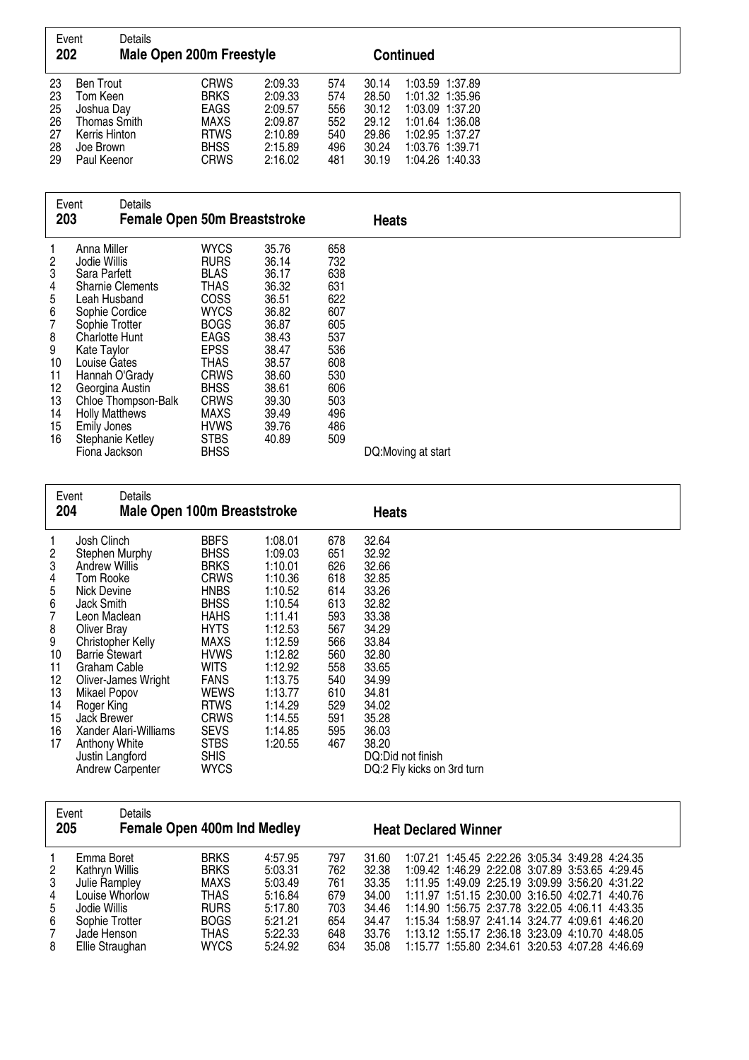## Event 202 Male Open 200m Freestyle — Continued

| | | | | | | | |
|---|---|---|---|---|---|---|---|
| 23 | Ben Trout | CRWS | 2:09.33 | 574 | 30.14 | 1:03.59 | 1:37.89 |
| 23 | Tom Keen | BRKS | 2:09.33 | 574 | 28.50 | 1:01.32 | 1:35.96 |
| 25 | Joshua Day | EAGS | 2:09.57 | 556 | 30.12 | 1:03.09 | 1:37.20 |
| 26 | Thomas Smith | MAXS | 2:09.87 | 552 | 29.12 | 1:01.64 | 1:36.08 |
| 27 | Kerris Hinton | RTWS | 2:10.89 | 540 | 29.86 | 1:02.95 | 1:37.27 |
| 28 | Joe Brown | BHSS | 2:15.89 | 496 | 30.24 | 1:03.76 | 1:39.71 |
| 29 | Paul Keenor | CRWS | 2:16.02 | 481 | 30.19 | 1:04.26 | 1:40.33 |

## Event 203 Female Open 50m Breaststroke — Heats

| | | | | | |
|---|---|---|---|---|---|
| 1 | Anna Miller | WYCS | 35.76 | 658 | |
| 2 | Jodie Willis | RURS | 36.14 | 732 | |
| 3 | Sara Parfett | BLAS | 36.17 | 638 | |
| 4 | Sharnie Clements | THAS | 36.32 | 631 | |
| 5 | Leah Husband | COSS | 36.51 | 622 | |
| 6 | Sophie Cordice | WYCS | 36.82 | 607 | |
| 7 | Sophie Trotter | BOGS | 36.87 | 605 | |
| 8 | Charlotte Hunt | EAGS | 38.43 | 537 | |
| 9 | Kate Taylor | EPSS | 38.47 | 536 | |
| 10 | Louise Gates | THAS | 38.57 | 608 | |
| 11 | Hannah O'Grady | CRWS | 38.60 | 530 | |
| 12 | Georgina Austin | BHSS | 38.61 | 606 | |
| 13 | Chloe Thompson-Balk | CRWS | 39.30 | 503 | |
| 14 | Holly Matthews | MAXS | 39.49 | 496 | |
| 15 | Emily Jones | HVWS | 39.76 | 486 | |
| 16 | Stephanie Ketley | STBS | 40.89 | 509 | |
| | Fiona Jackson | BHSS | | | DQ:Moving at start |

## Event 204 Male Open 100m Breaststroke — Heats

| | | | | | |
|---|---|---|---|---|---|
| 1 | Josh Clinch | BBFS | 1:08.01 | 678 | 32.64 |
| 2 | Stephen Murphy | BHSS | 1:09.03 | 651 | 32.92 |
| 3 | Andrew Willis | BRKS | 1:10.01 | 626 | 32.66 |
| 4 | Tom Rooke | CRWS | 1:10.36 | 618 | 32.85 |
| 5 | Nick Devine | HNBS | 1:10.52 | 614 | 33.26 |
| 6 | Jack Smith | BHSS | 1:10.54 | 613 | 32.82 |
| 7 | Leon Maclean | HAHS | 1:11.41 | 593 | 33.38 |
| 8 | Oliver Bray | HYTS | 1:12.53 | 567 | 34.29 |
| 9 | Christopher Kelly | MAXS | 1:12.59 | 566 | 33.84 |
| 10 | Barrie Stewart | HVWS | 1:12.82 | 560 | 32.80 |
| 11 | Graham Cable | WITS | 1:12.92 | 558 | 33.65 |
| 12 | Oliver-James Wright | FANS | 1:13.75 | 540 | 34.99 |
| 13 | Mikael Popov | WEWS | 1:13.77 | 610 | 34.81 |
| 14 | Roger King | RTWS | 1:14.29 | 529 | 34.02 |
| 15 | Jack Brewer | CRWS | 1:14.55 | 591 | 35.28 |
| 16 | Xander Alari-Williams | SEVS | 1:14.85 | 595 | 36.03 |
| 17 | Anthony White | STBS | 1:20.55 | 467 | 38.20 |
| | Justin Langford | SHIS | | | DQ:Did not finish |
| | Andrew Carpenter | WYCS | | | DQ:2 Fly kicks on 3rd turn |

## Event 205 Female Open 400m Ind Medley — Heat Declared Winner

| | | | | | | | | | | | |
|---|---|---|---|---|---|---|---|---|---|---|---|
| 1 | Emma Boret | BRKS | 4:57.95 | 797 | 31.60 | 1:07.21 | 1:45.45 | 2:22.26 | 3:05.34 | 3:49.28 | 4:24.35 |
| 2 | Kathryn Willis | BRKS | 5:03.31 | 762 | 32.38 | 1:09.42 | 1:46.29 | 2:22.08 | 3:07.89 | 3:53.65 | 4:29.45 |
| 3 | Julie Rampley | MAXS | 5:03.49 | 761 | 33.35 | 1:11.95 | 1:49.09 | 2:25.19 | 3:09.99 | 3:56.20 | 4:31.22 |
| 4 | Louise Whorlow | THAS | 5:16.84 | 679 | 34.00 | 1:11.97 | 1:51.15 | 2:30.00 | 3:16.50 | 4:02.71 | 4:40.76 |
| 5 | Jodie Willis | RURS | 5:17.80 | 703 | 34.46 | 1:14.90 | 1:56.75 | 2:37.78 | 3:22.05 | 4:06.11 | 4:43.35 |
| 6 | Sophie Trotter | BOGS | 5:21.21 | 654 | 34.47 | 1:15.34 | 1:58.97 | 2:41.14 | 3:24.77 | 4:09.61 | 4:46.20 |
| 7 | Jade Henson | THAS | 5:22.33 | 648 | 33.76 | 1:13.12 | 1:55.17 | 2:36.18 | 3:23.09 | 4:10.70 | 4:48.05 |
| 8 | Ellie Straughan | WYCS | 5:24.92 | 634 | 35.08 | 1:15.77 | 1:55.80 | 2:34.61 | 3:20.53 | 4:07.28 | 4:46.69 |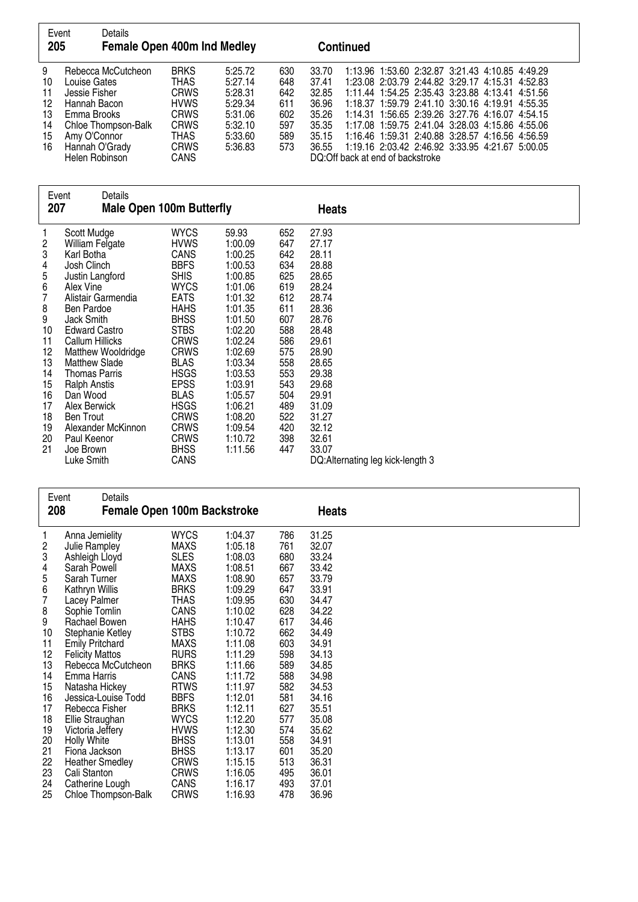## Event 205 — Female Open 400m Ind Medley — Continued

| | | | | | | | | | | | | |
|---|---|---|---|---|---|---|---|---|---|---|---|---|
| 9 | Rebecca McCutcheon | BRKS | 5:25.72 | 630 | 33.70 | 1:13.96 | 1:53.60 | 2:32.87 | 3:21.43 | 4:10.85 | 4:49.29 |
| 10 | Louise Gates | THAS | 5:27.14 | 648 | 37.41 | 1:23.08 | 2:03.79 | 2:44.82 | 3:29.17 | 4:15.31 | 4:52.83 |
| 11 | Jessie Fisher | CRWS | 5:28.31 | 642 | 32.85 | 1:11.44 | 1:54.25 | 2:35.43 | 3:23.88 | 4:13.41 | 4:51.56 |
| 12 | Hannah Bacon | HVWS | 5:29.34 | 611 | 36.96 | 1:18.37 | 1:59.79 | 2:41.10 | 3:30.16 | 4:19.91 | 4:55.35 |
| 13 | Emma Brooks | CRWS | 5:31.06 | 602 | 35.26 | 1:14.31 | 1:56.65 | 2:39.26 | 3:27.76 | 4:16.07 | 4:54.15 |
| 14 | Chloe Thompson-Balk | CRWS | 5:32.10 | 597 | 35.35 | 1:17.08 | 1:59.75 | 2:41.04 | 3:28.03 | 4:15.86 | 4:55.06 |
| 15 | Amy O'Connor | THAS | 5:33.60 | 589 | 35.15 | 1:16.46 | 1:59.31 | 2:40.88 | 3:28.57 | 4:16.56 | 4:56.59 |
| 16 | Hannah O'Grady | CRWS | 5:36.83 | 573 | 36.55 | 1:19.16 | 2:03.42 | 2:46.92 | 3:33.95 | 4:21.67 | 5:00.05 |
| | Helen Robinson | CANS | | | DQ:Off back at end of backstroke | | | | | | |

## Event 207 — Male Open 100m Butterfly — Heats

| | | | | | |
|---|---|---|---|---|---|
| 1 | Scott Mudge | WYCS | 59.93 | 652 | 27.93 |
| 2 | William Felgate | HVWS | 1:00.09 | 647 | 27.17 |
| 3 | Karl Botha | CANS | 1:00.25 | 642 | 28.11 |
| 4 | Josh Clinch | BBFS | 1:00.53 | 634 | 28.88 |
| 5 | Justin Langford | SHIS | 1:00.85 | 625 | 28.65 |
| 6 | Alex Vine | WYCS | 1:01.06 | 619 | 28.24 |
| 7 | Alistair Garmendia | EATS | 1:01.32 | 612 | 28.74 |
| 8 | Ben Pardoe | HAHS | 1:01.35 | 611 | 28.36 |
| 9 | Jack Smith | BHSS | 1:01.50 | 607 | 28.76 |
| 10 | Edward Castro | STBS | 1:02.20 | 588 | 28.48 |
| 11 | Callum Hillicks | CRWS | 1:02.24 | 586 | 29.61 |
| 12 | Matthew Wooldridge | CRWS | 1:02.69 | 575 | 28.90 |
| 13 | Matthew Slade | BLAS | 1:03.34 | 558 | 28.65 |
| 14 | Thomas Parris | HSGS | 1:03.53 | 553 | 29.38 |
| 15 | Ralph Anstis | EPSS | 1:03.91 | 543 | 29.68 |
| 16 | Dan Wood | BLAS | 1:05.57 | 504 | 29.91 |
| 17 | Alex Berwick | HSGS | 1:06.21 | 489 | 31.09 |
| 18 | Ben Trout | CRWS | 1:08.20 | 522 | 31.27 |
| 19 | Alexander McKinnon | CRWS | 1:09.54 | 420 | 32.12 |
| 20 | Paul Keenor | CRWS | 1:10.72 | 398 | 32.61 |
| 21 | Joe Brown | BHSS | 1:11.56 | 447 | 33.07 |
| | Luke Smith | CANS | | | DQ:Alternating leg kick-length 3 |

## Event 208 — Female Open 100m Backstroke — Heats

| | | | | | |
|---|---|---|---|---|---|
| 1 | Anna Jemielity | WYCS | 1:04.37 | 786 | 31.25 |
| 2 | Julie Rampley | MAXS | 1:05.18 | 761 | 32.07 |
| 3 | Ashleigh Lloyd | SLES | 1:08.03 | 680 | 33.24 |
| 4 | Sarah Powell | MAXS | 1:08.51 | 667 | 33.42 |
| 5 | Sarah Turner | MAXS | 1:08.90 | 657 | 33.79 |
| 6 | Kathryn Willis | BRKS | 1:09.29 | 647 | 33.91 |
| 7 | Lacey Palmer | THAS | 1:09.95 | 630 | 34.47 |
| 8 | Sophie Tomlin | CANS | 1:10.02 | 628 | 34.22 |
| 9 | Rachael Bowen | HAHS | 1:10.47 | 617 | 34.46 |
| 10 | Stephanie Ketley | STBS | 1:10.72 | 662 | 34.49 |
| 11 | Emily Pritchard | MAXS | 1:11.08 | 603 | 34.91 |
| 12 | Felicity Mattos | RURS | 1:11.29 | 598 | 34.13 |
| 13 | Rebecca McCutcheon | BRKS | 1:11.66 | 589 | 34.85 |
| 14 | Emma Harris | CANS | 1:11.72 | 588 | 34.98 |
| 15 | Natasha Hickey | RTWS | 1:11.97 | 582 | 34.53 |
| 16 | Jessica-Louise Todd | BBFS | 1:12.01 | 581 | 34.16 |
| 17 | Rebecca Fisher | BRKS | 1:12.11 | 627 | 35.51 |
| 18 | Ellie Straughan | WYCS | 1:12.20 | 577 | 35.08 |
| 19 | Victoria Jeffery | HVWS | 1:12.30 | 574 | 35.62 |
| 20 | Holly White | BHSS | 1:13.01 | 558 | 34.91 |
| 21 | Fiona Jackson | BHSS | 1:13.17 | 601 | 35.20 |
| 22 | Heather Smedley | CRWS | 1:15.15 | 513 | 36.31 |
| 23 | Cali Stanton | CRWS | 1:16.05 | 495 | 36.01 |
| 24 | Catherine Lough | CANS | 1:16.17 | 493 | 37.01 |
| 25 | Chloe Thompson-Balk | CRWS | 1:16.93 | 478 | 36.96 |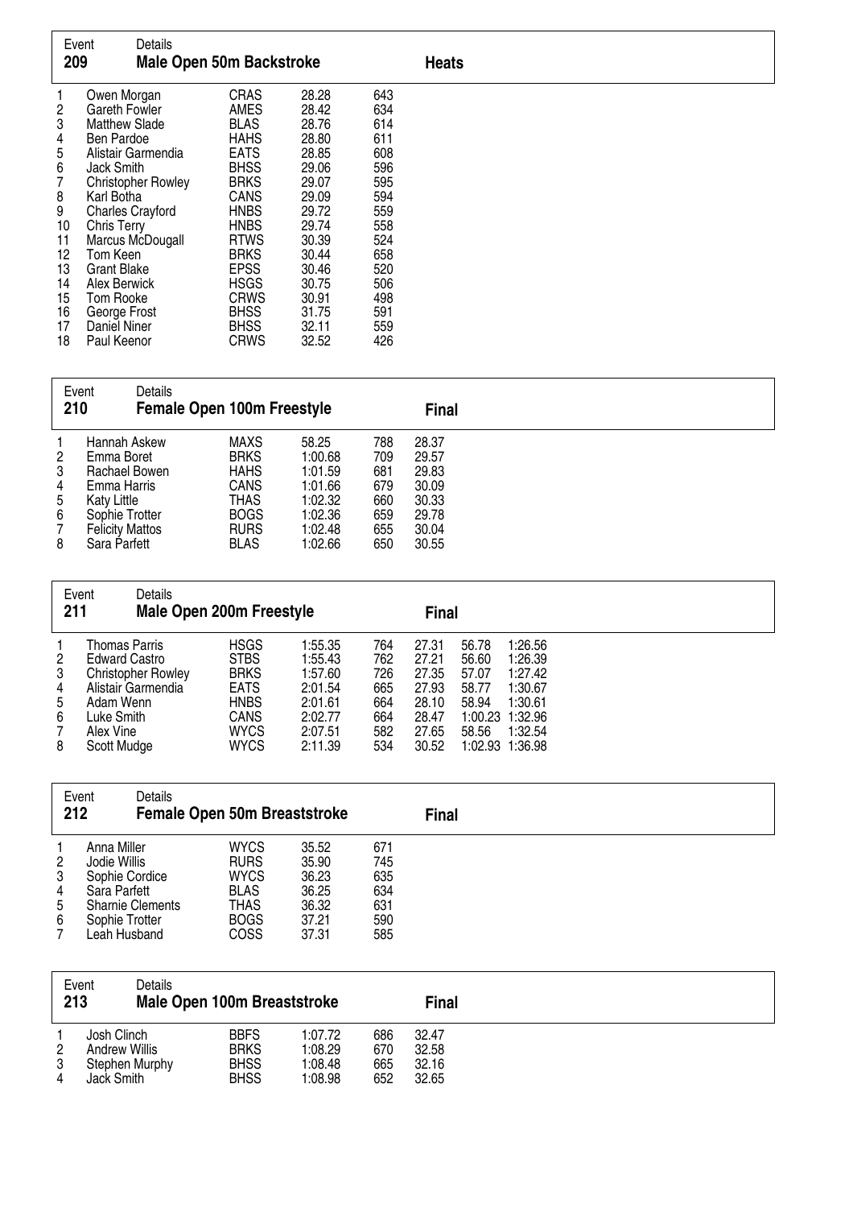## Event 209 — Male Open 50m Backstroke — Heats

| | | | | |
|---|---|---|---|---|
| 1 | Owen Morgan | CRAS | 28.28 | 643 |
| 2 | Gareth Fowler | AMES | 28.42 | 634 |
| 3 | Matthew Slade | BLAS | 28.76 | 614 |
| 4 | Ben Pardoe | HAHS | 28.80 | 611 |
| 5 | Alistair Garmendia | EATS | 28.85 | 608 |
| 6 | Jack Smith | BHSS | 29.06 | 596 |
| 7 | Christopher Rowley | BRKS | 29.07 | 595 |
| 8 | Karl Botha | CANS | 29.09 | 594 |
| 9 | Charles Crayford | HNBS | 29.72 | 559 |
| 10 | Chris Terry | HNBS | 29.74 | 558 |
| 11 | Marcus McDougall | RTWS | 30.39 | 524 |
| 12 | Tom Keen | BRKS | 30.44 | 658 |
| 13 | Grant Blake | EPSS | 30.46 | 520 |
| 14 | Alex Berwick | HSGS | 30.75 | 506 |
| 15 | Tom Rooke | CRWS | 30.91 | 498 |
| 16 | George Frost | BHSS | 31.75 | 591 |
| 17 | Daniel Niner | BHSS | 32.11 | 559 |
| 18 | Paul Keenor | CRWS | 32.52 | 426 |

## Event 210 — Female Open 100m Freestyle — Final

| | | | | | |
|---|---|---|---|---|---|
| 1 | Hannah Askew | MAXS | 58.25 | 788 | 28.37 |
| 2 | Emma Boret | BRKS | 1:00.68 | 709 | 29.57 |
| 3 | Rachael Bowen | HAHS | 1:01.59 | 681 | 29.83 |
| 4 | Emma Harris | CANS | 1:01.66 | 679 | 30.09 |
| 5 | Katy Little | THAS | 1:02.32 | 660 | 30.33 |
| 6 | Sophie Trotter | BOGS | 1:02.36 | 659 | 29.78 |
| 7 | Felicity Mattos | RURS | 1:02.48 | 655 | 30.04 |
| 8 | Sara Parfett | BLAS | 1:02.66 | 650 | 30.55 |

## Event 211 — Male Open 200m Freestyle — Final

| | | | | | | | |
|---|---|---|---|---|---|---|---|
| 1 | Thomas Parris | HSGS | 1:55.35 | 764 | 27.31 | 56.78 | 1:26.56 |
| 2 | Edward Castro | STBS | 1:55.43 | 762 | 27.21 | 56.60 | 1:26.39 |
| 3 | Christopher Rowley | BRKS | 1:57.60 | 726 | 27.35 | 57.07 | 1:27.42 |
| 4 | Alistair Garmendia | EATS | 2:01.54 | 665 | 27.93 | 58.77 | 1:30.67 |
| 5 | Adam Wenn | HNBS | 2:01.61 | 664 | 28.10 | 58.94 | 1:30.61 |
| 6 | Luke Smith | CANS | 2:02.77 | 664 | 28.47 | 1:00.23 | 1:32.96 |
| 7 | Alex Vine | WYCS | 2:07.51 | 582 | 27.65 | 58.56 | 1:32.54 |
| 8 | Scott Mudge | WYCS | 2:11.39 | 534 | 30.52 | 1:02.93 | 1:36.98 |

## Event 212 — Female Open 50m Breaststroke — Final

| | | | | |
|---|---|---|---|---|
| 1 | Anna Miller | WYCS | 35.52 | 671 |
| 2 | Jodie Willis | RURS | 35.90 | 745 |
| 3 | Sophie Cordice | WYCS | 36.23 | 635 |
| 4 | Sara Parfett | BLAS | 36.25 | 634 |
| 5 | Sharnie Clements | THAS | 36.32 | 631 |
| 6 | Sophie Trotter | BOGS | 37.21 | 590 |
| 7 | Leah Husband | COSS | 37.31 | 585 |

## Event 213 — Male Open 100m Breaststroke — Final

| | | | | | |
|---|---|---|---|---|---|
| 1 | Josh Clinch | BBFS | 1:07.72 | 686 | 32.47 |
| 2 | Andrew Willis | BRKS | 1:08.29 | 670 | 32.58 |
| 3 | Stephen Murphy | BHSS | 1:08.48 | 665 | 32.16 |
| 4 | Jack Smith | BHSS | 1:08.98 | 652 | 32.65 |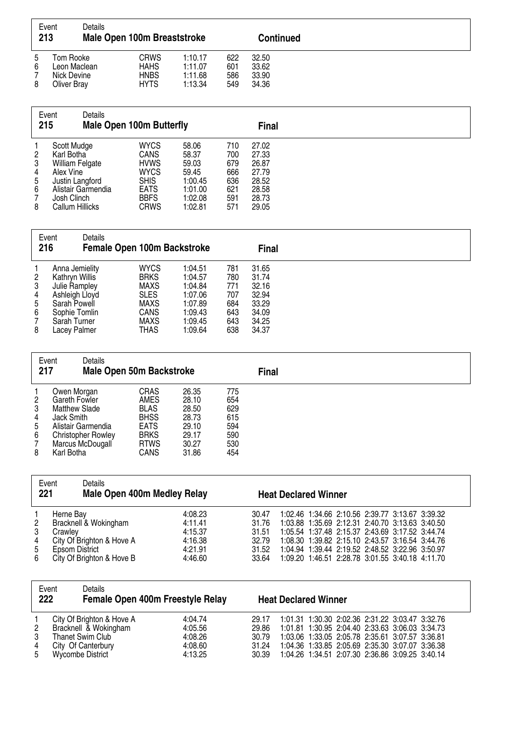## Event 213 — Male Open 100m Breaststroke — Continued

| | | | | | |
|---|---|---|---|---|---|
| 5 | Tom Rooke | CRWS | 1:10.17 | 622 | 32.50 |
| 6 | Leon Maclean | HAHS | 1:11.07 | 601 | 33.62 |
| 7 | Nick Devine | HNBS | 1:11.68 | 586 | 33.90 |
| 8 | Oliver Bray | HYTS | 1:13.34 | 549 | 34.36 |

## Event 215 — Male Open 100m Butterfly — Final

| | | | | | |
|---|---|---|---|---|---|
| 1 | Scott Mudge | WYCS | 58.06 | 710 | 27.02 |
| 2 | Karl Botha | CANS | 58.37 | 700 | 27.33 |
| 3 | William Felgate | HVWS | 59.03 | 679 | 26.87 |
| 4 | Alex Vine | WYCS | 59.45 | 666 | 27.79 |
| 5 | Justin Langford | SHIS | 1:00.45 | 636 | 28.52 |
| 6 | Alistair Garmendia | EATS | 1:01.00 | 621 | 28.58 |
| 7 | Josh Clinch | BBFS | 1:02.08 | 591 | 28.73 |
| 8 | Callum Hillicks | CRWS | 1:02.81 | 571 | 29.05 |

## Event 216 — Female Open 100m Backstroke — Final

| | | | | | |
|---|---|---|---|---|---|
| 1 | Anna Jemielity | WYCS | 1:04.51 | 781 | 31.65 |
| 2 | Kathryn Willis | BRKS | 1:04.57 | 780 | 31.74 |
| 3 | Julie Rampley | MAXS | 1:04.84 | 771 | 32.16 |
| 4 | Ashleigh Lloyd | SLES | 1:07.06 | 707 | 32.94 |
| 5 | Sarah Powell | MAXS | 1:07.89 | 684 | 33.29 |
| 6 | Sophie Tomlin | CANS | 1:09.43 | 643 | 34.09 |
| 7 | Sarah Turner | MAXS | 1:09.45 | 643 | 34.25 |
| 8 | Lacey Palmer | THAS | 1:09.64 | 638 | 34.37 |

## Event 217 — Male Open 50m Backstroke — Final

| | | | | |
|---|---|---|---|---|
| 1 | Owen Morgan | CRAS | 26.35 | 775 |
| 2 | Gareth Fowler | AMES | 28.10 | 654 |
| 3 | Matthew Slade | BLAS | 28.50 | 629 |
| 4 | Jack Smith | BHSS | 28.73 | 615 |
| 5 | Alistair Garmendia | EATS | 29.10 | 594 |
| 6 | Christopher Rowley | BRKS | 29.17 | 590 |
| 7 | Marcus McDougall | RTWS | 30.27 | 530 |
| 8 | Karl Botha | CANS | 31.86 | 454 |

## Event 221 — Male Open 400m Medley Relay — Heat Declared Winner

| | | | | | | | | | | |
|---|---|---|---|---|---|---|---|---|---|---|
| 1 | Herne Bay | 4:08.23 | 30.47 | 1:02.46 | 1:34.66 | 2:10.56 | 2:39.77 | 3:13.67 | 3:39.32 | |
| 2 | Bracknell & Wokingham | 4:11.41 | 31.76 | 1:03.88 | 1:35.69 | 2:12.31 | 2:40.70 | 3:13.63 | 3:40.50 | |
| 3 | Crawley | 4:15.37 | 31.51 | 1:05.54 | 1:37.48 | 2:15.37 | 2:43.69 | 3:17.52 | 3:44.74 | |
| 4 | City Of Brighton & Hove A | 4:16.38 | 32.79 | 1:08.30 | 1:39.82 | 2:15.10 | 2:43.57 | 3:16.54 | 3:44.76 | |
| 5 | Epsom District | 4:21.91 | 31.52 | 1:04.94 | 1:39.44 | 2:19.52 | 2:48.52 | 3:22.96 | 3:50.97 | |
| 6 | City Of Brighton & Hove B | 4:46.60 | 33.64 | 1:09.20 | 1:46.51 | 2:28.78 | 3:01.55 | 3:40.18 | 4:11.70 | |

## Event 222 — Female Open 400m Freestyle Relay — Heat Declared Winner

| | | | | | | | | | |
|---|---|---|---|---|---|---|---|---|---|
| 1 | City Of Brighton & Hove A | 4:04.74 | 29.17 | 1:01.31 | 1:30.30 | 2:02.36 | 2:31.22 | 3:03.47 | 3:32.76 |
| 2 | Bracknell & Wokingham | 4:05.56 | 29.86 | 1:01.81 | 1:30.95 | 2:04.40 | 2:33.63 | 3:06.03 | 3:34.73 |
| 3 | Thanet Swim Club | 4:08.26 | 30.79 | 1:03.06 | 1:33.05 | 2:05.78 | 2:35.61 | 3:07.57 | 3:36.81 |
| 4 | City Of Canterbury | 4:08.60 | 31.24 | 1:04.36 | 1:33.85 | 2:05.69 | 2:35.30 | 3:07.07 | 3:36.38 |
| 5 | Wycombe District | 4:13.25 | 30.39 | 1:04.26 | 1:34.51 | 2:07.30 | 2:36.86 | 3:09.25 | 3:40.14 |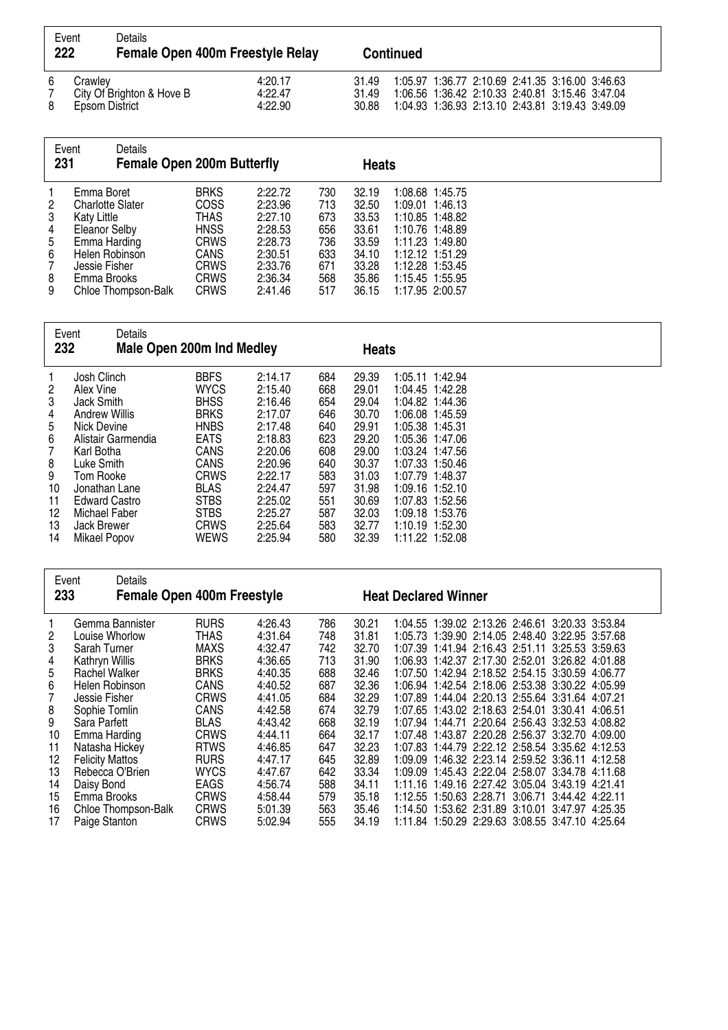## Event 222 Female Open 400m Freestyle Relay — Continued

| | | | | |
|---|---|---|---|---|
| 6 | Crawley | 4:20.17 | 31.49 | 1:05.97 1:36.77 2:10.69 2:41.35 3:16.00 3:46.63 |
| 7 | City Of Brighton & Hove B | 4:22.47 | 31.49 | 1:06.56 1:36.42 2:10.33 2:40.81 3:15.46 3:47.04 |
| 8 | Epsom District | 4:22.90 | 30.88 | 1:04.93 1:36.93 2:13.10 2:43.81 3:19.43 3:49.09 |

## Event 231 Female Open 200m Butterfly — Heats

| | | | | | | |
|---|---|---|---|---|---|---|
| 1 | Emma Boret | BRKS | 2:22.72 | 730 | 32.19 | 1:08.68 1:45.75 |
| 2 | Charlotte Slater | COSS | 2:23.96 | 713 | 32.50 | 1:09.01 1:46.13 |
| 3 | Katy Little | THAS | 2:27.10 | 673 | 33.53 | 1:10.85 1:48.82 |
| 4 | Eleanor Selby | HNSS | 2:28.53 | 656 | 33.61 | 1:10.76 1:48.89 |
| 5 | Emma Harding | CRWS | 2:28.73 | 736 | 33.59 | 1:11.23 1:49.80 |
| 6 | Helen Robinson | CANS | 2:30.51 | 633 | 34.10 | 1:12.12 1:51.29 |
| 7 | Jessie Fisher | CRWS | 2:33.76 | 671 | 33.28 | 1:12.28 1:53.45 |
| 8 | Emma Brooks | CRWS | 2:36.34 | 568 | 35.86 | 1:15.45 1:55.95 |
| 9 | Chloe Thompson-Balk | CRWS | 2:41.46 | 517 | 36.15 | 1:17.95 2:00.57 |

## Event 232 Male Open 200m Ind Medley — Heats

| | | | | | | |
|---|---|---|---|---|---|---|
| 1 | Josh Clinch | BBFS | 2:14.17 | 684 | 29.39 | 1:05.11 1:42.94 |
| 2 | Alex Vine | WYCS | 2:15.40 | 668 | 29.01 | 1:04.45 1:42.28 |
| 3 | Jack Smith | BHSS | 2:16.46 | 654 | 29.04 | 1:04.82 1:44.36 |
| 4 | Andrew Willis | BRKS | 2:17.07 | 646 | 30.70 | 1:06.08 1:45.59 |
| 5 | Nick Devine | HNBS | 2:17.48 | 640 | 29.91 | 1:05.38 1:45.31 |
| 6 | Alistair Garmendia | EATS | 2:18.83 | 623 | 29.20 | 1:05.36 1:47.06 |
| 7 | Karl Botha | CANS | 2:20.06 | 608 | 29.00 | 1:03.24 1:47.56 |
| 8 | Luke Smith | CANS | 2:20.96 | 640 | 30.37 | 1:07.33 1:50.46 |
| 9 | Tom Rooke | CRWS | 2:22.17 | 583 | 31.03 | 1:07.79 1:48.37 |
| 10 | Jonathan Lane | BLAS | 2:24.47 | 597 | 31.98 | 1:09.16 1:52.10 |
| 11 | Edward Castro | STBS | 2:25.02 | 551 | 30.69 | 1:07.83 1:52.56 |
| 12 | Michael Faber | STBS | 2:25.27 | 587 | 32.03 | 1:09.18 1:53.76 |
| 13 | Jack Brewer | CRWS | 2:25.64 | 583 | 32.77 | 1:10.19 1:52.30 |
| 14 | Mikael Popov | WEWS | 2:25.94 | 580 | 32.39 | 1:11.22 1:52.08 |

## Event 233 Female Open 400m Freestyle — Heat Declared Winner

| | | | | | | |
|---|---|---|---|---|---|---|
| 1 | Gemma Bannister | RURS | 4:26.43 | 786 | 30.21 | 1:04.55 1:39.02 2:13.26 2:46.61 3:20.33 3:53.84 |
| 2 | Louise Whorlow | THAS | 4:31.64 | 748 | 31.81 | 1:05.73 1:39.90 2:14.05 2:48.40 3:22.95 3:57.68 |
| 3 | Sarah Turner | MAXS | 4:32.47 | 742 | 32.70 | 1:07.39 1:41.94 2:16.43 2:51.11 3:25.53 3:59.63 |
| 4 | Kathryn Willis | BRKS | 4:36.65 | 713 | 31.90 | 1:06.93 1:42.37 2:17.30 2:52.01 3:26.82 4:01.88 |
| 5 | Rachel Walker | BRKS | 4:40.35 | 688 | 32.46 | 1:07.50 1:42.94 2:18.52 2:54.15 3:30.59 4:06.77 |
| 6 | Helen Robinson | CANS | 4:40.52 | 687 | 32.36 | 1:06.94 1:42.54 2:18.06 2:53.38 3:30.22 4:05.99 |
| 7 | Jessie Fisher | CRWS | 4:41.05 | 684 | 32.29 | 1:07.89 1:44.04 2:20.13 2:55.64 3:31.64 4:07.21 |
| 8 | Sophie Tomlin | CANS | 4:42.58 | 674 | 32.79 | 1:07.65 1:43.02 2:18.63 2:54.01 3:30.41 4:06.51 |
| 9 | Sara Parfett | BLAS | 4:43.42 | 668 | 32.19 | 1:07.94 1:44.71 2:20.64 2:56.43 3:32.53 4:08.82 |
| 10 | Emma Harding | CRWS | 4:44.11 | 664 | 32.17 | 1:07.48 1:43.87 2:20.28 2:56.37 3:32.70 4:09.00 |
| 11 | Natasha Hickey | RTWS | 4:46.85 | 647 | 32.23 | 1:07.83 1:44.79 2:22.12 2:58.54 3:35.62 4:12.53 |
| 12 | Felicity Mattos | RURS | 4:47.17 | 645 | 32.89 | 1:09.09 1:46.32 2:23.14 2:59.52 3:36.11 4:12.58 |
| 13 | Rebecca O'Brien | WYCS | 4:47.67 | 642 | 33.34 | 1:09.09 1:45.43 2:22.04 2:58.07 3:34.78 4:11.68 |
| 14 | Daisy Bond | EAGS | 4:56.74 | 588 | 34.11 | 1:11.16 1:49.16 2:27.42 3:05.04 3:43.19 4:21.41 |
| 15 | Emma Brooks | CRWS | 4:58.44 | 579 | 35.18 | 1:12.55 1:50.63 2:28.71 3:06.71 3:44.42 4:22.11 |
| 16 | Chloe Thompson-Balk | CRWS | 5:01.39 | 563 | 35.46 | 1:14.50 1:53.62 2:31.89 3:10.01 3:47.97 4:25.35 |
| 17 | Paige Stanton | CRWS | 5:02.94 | 555 | 34.19 | 1:11.84 1:50.29 2:29.63 3:08.55 3:47.10 4:25.64 |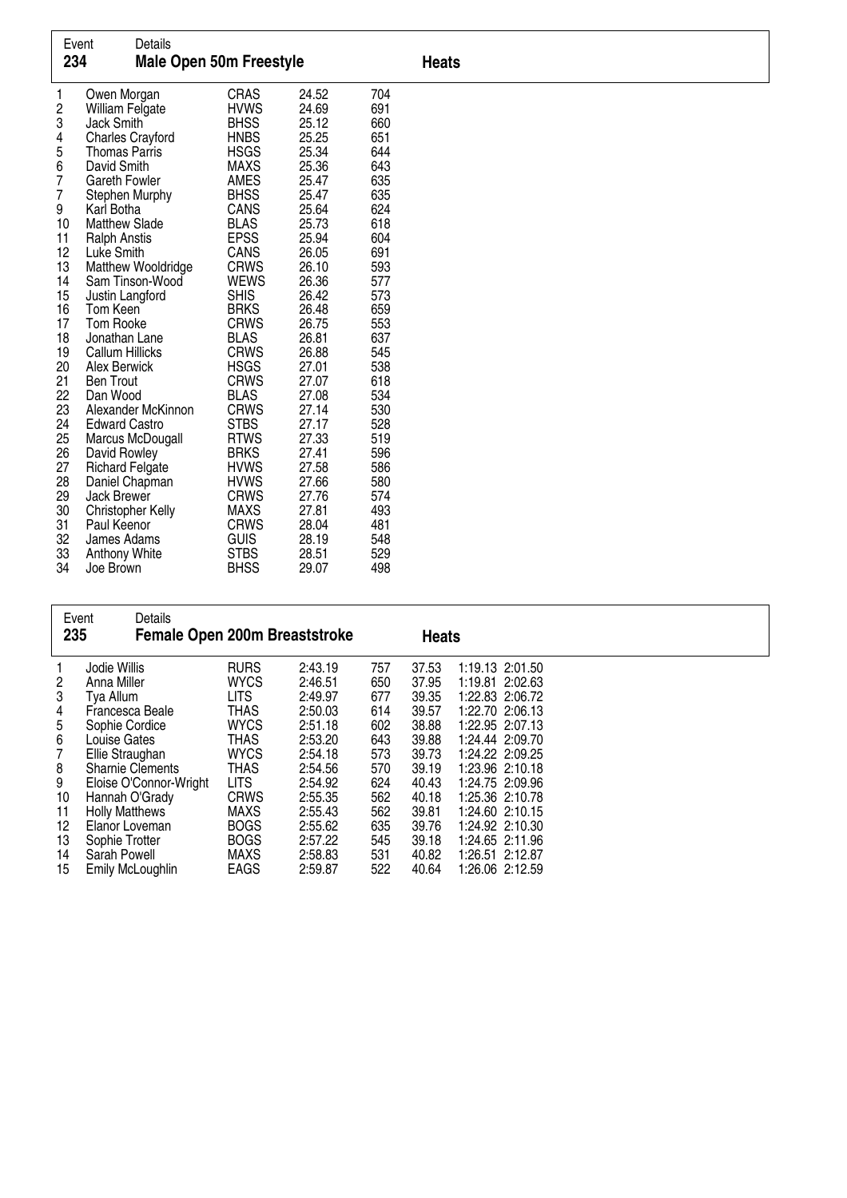## Event 234 — Male Open 50m Freestyle — Heats

| Place | Name | Club | Time | Points |
|---|---|---|---|---|
| 1 | Owen Morgan | CRAS | 24.52 | 704 |
| 2 | William Felgate | HVWS | 24.69 | 691 |
| 3 | Jack Smith | BHSS | 25.12 | 660 |
| 4 | Charles Crayford | HNBS | 25.25 | 651 |
| 5 | Thomas Parris | HSGS | 25.34 | 644 |
| 6 | David Smith | MAXS | 25.36 | 643 |
| 7 | Gareth Fowler | AMES | 25.47 | 635 |
| 7 | Stephen Murphy | BHSS | 25.47 | 635 |
| 9 | Karl Botha | CANS | 25.64 | 624 |
| 10 | Matthew Slade | BLAS | 25.73 | 618 |
| 11 | Ralph Anstis | EPSS | 25.94 | 604 |
| 12 | Luke Smith | CANS | 26.05 | 691 |
| 13 | Matthew Wooldridge | CRWS | 26.10 | 593 |
| 14 | Sam Tinson-Wood | WEWS | 26.36 | 577 |
| 15 | Justin Langford | SHIS | 26.42 | 573 |
| 16 | Tom Keen | BRKS | 26.48 | 659 |
| 17 | Tom Rooke | CRWS | 26.75 | 553 |
| 18 | Jonathan Lane | BLAS | 26.81 | 637 |
| 19 | Callum Hillicks | CRWS | 26.88 | 545 |
| 20 | Alex Berwick | HSGS | 27.01 | 538 |
| 21 | Ben Trout | CRWS | 27.07 | 618 |
| 22 | Dan Wood | BLAS | 27.08 | 534 |
| 23 | Alexander McKinnon | CRWS | 27.14 | 530 |
| 24 | Edward Castro | STBS | 27.17 | 528 |
| 25 | Marcus McDougall | RTWS | 27.33 | 519 |
| 26 | David Rowley | BRKS | 27.41 | 596 |
| 27 | Richard Felgate | HVWS | 27.58 | 586 |
| 28 | Daniel Chapman | HVWS | 27.66 | 580 |
| 29 | Jack Brewer | CRWS | 27.76 | 574 |
| 30 | Christopher Kelly | MAXS | 27.81 | 493 |
| 31 | Paul Keenor | CRWS | 28.04 | 481 |
| 32 | James Adams | GUIS | 28.19 | 548 |
| 33 | Anthony White | STBS | 28.51 | 529 |
| 34 | Joe Brown | BHSS | 29.07 | 498 |

## Event 235 — Female Open 200m Breaststroke — Heats

| Place | Name | Club | Time | Points | 50m | 100m | 150m |
|---|---|---|---|---|---|---|---|
| 1 | Jodie Willis | RURS | 2:43.19 | 757 | 37.53 | 1:19.13 | 2:01.50 |
| 2 | Anna Miller | WYCS | 2:46.51 | 650 | 37.95 | 1:19.81 | 2:02.63 |
| 3 | Tya Allum | LITS | 2:49.97 | 677 | 39.35 | 1:22.83 | 2:06.72 |
| 4 | Francesca Beale | THAS | 2:50.03 | 614 | 39.57 | 1:22.70 | 2:06.13 |
| 5 | Sophie Cordice | WYCS | 2:51.18 | 602 | 38.88 | 1:22.95 | 2:07.13 |
| 6 | Louise Gates | THAS | 2:53.20 | 643 | 39.88 | 1:24.44 | 2:09.70 |
| 7 | Ellie Straughan | WYCS | 2:54.18 | 573 | 39.73 | 1:24.22 | 2:09.25 |
| 8 | Sharnie Clements | THAS | 2:54.56 | 570 | 39.19 | 1:23.96 | 2:10.18 |
| 9 | Eloise O'Connor-Wright | LITS | 2:54.92 | 624 | 40.43 | 1:24.75 | 2:09.96 |
| 10 | Hannah O'Grady | CRWS | 2:55.35 | 562 | 40.18 | 1:25.36 | 2:10.78 |
| 11 | Holly Matthews | MAXS | 2:55.43 | 562 | 39.81 | 1:24.60 | 2:10.15 |
| 12 | Elanor Loveman | BOGS | 2:55.62 | 635 | 39.76 | 1:24.92 | 2:10.30 |
| 13 | Sophie Trotter | BOGS | 2:57.22 | 545 | 39.18 | 1:24.65 | 2:11.96 |
| 14 | Sarah Powell | MAXS | 2:58.83 | 531 | 40.82 | 1:26.51 | 2:12.87 |
| 15 | Emily McLoughlin | EAGS | 2:59.87 | 522 | 40.64 | 1:26.06 | 2:12.59 |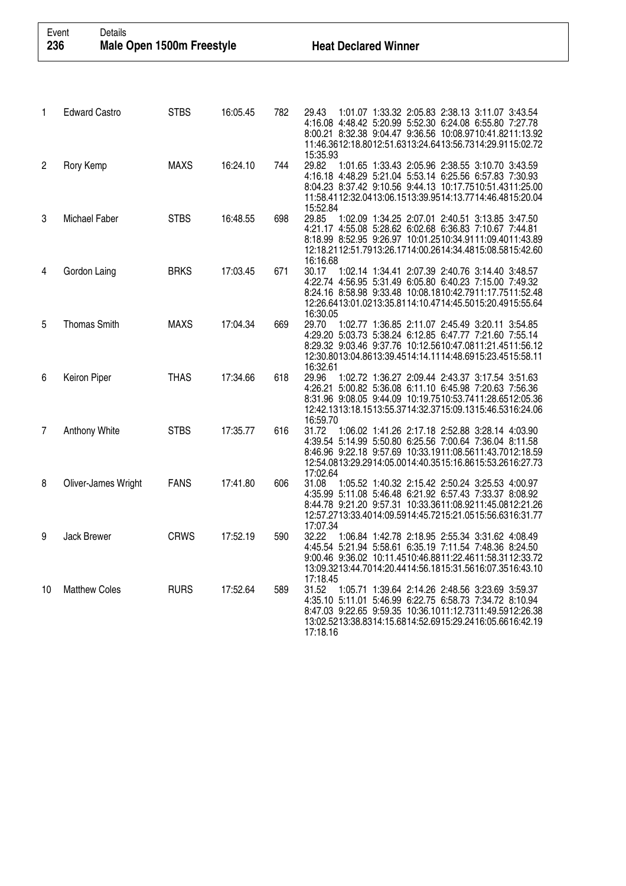| Event | Details | |
|---|---|---|
| **236** | **Male Open 1500m Freestyle** | **Heat Declared Winner** |

| | | | | | |
|---|---|---|---|---|---|
| 1 | Edward Castro | STBS | 16:05.45 | 782 | 29.43 1:01.07 1:33.32 2:05.83 2:38.13 3:11.07 3:43.54 4:16.08 4:48.42 5:20.99 5:52.30 6:24.08 6:55.80 7:27.78 8:00.21 8:32.38 9:04.47 9:36.56 10:08.97 10:41.82 11:13.92 11:46.36 12:18.80 12:51.63 13:24.64 13:56.73 14:29.91 15:02.72 15:35.93 |
| 2 | Rory Kemp | MAXS | 16:24.10 | 744 | 29.82 1:01.65 1:33.43 2:05.96 2:38.55 3:10.70 3:43.59 4:16.18 4:48.29 5:21.04 5:53.14 6:25.56 6:57.83 7:30.93 8:04.23 8:37.42 9:10.56 9:44.13 10:17.75 10:51.43 11:25.00 11:58.41 12:32.04 13:06.15 13:39.95 14:13.77 14:46.48 15:20.04 15:52.84 |
| 3 | Michael Faber | STBS | 16:48.55 | 698 | 29.85 1:02.09 1:34.25 2:07.01 2:40.51 3:13.85 3:47.50 4:21.17 4:55.08 5:28.62 6:02.68 6:36.83 7:10.67 7:44.81 8:18.99 8:52.95 9:26.97 10:01.25 10:34.91 11:09.40 11:43.89 12:18.21 12:51.79 13:26.17 14:00.26 14:34.48 15:08.58 15:42.60 16:16.68 |
| 4 | Gordon Laing | BRKS | 17:03.45 | 671 | 30.17 1:02.14 1:34.41 2:07.39 2:40.76 3:14.40 3:48.57 4:22.74 4:56.95 5:31.49 6:05.80 6:40.23 7:15.00 7:49.32 8:24.16 8:58.98 9:33.48 10:08.18 10:42.79 11:17.75 11:52.48 12:26.64 13:01.02 13:35.81 14:10.47 14:45.50 15:20.49 15:55.64 16:30.05 |
| 5 | Thomas Smith | MAXS | 17:04.34 | 669 | 29.70 1:02.77 1:36.85 2:11.07 2:45.49 3:20.11 3:54.85 4:29.20 5:03.73 5:38.24 6:12.85 6:47.77 7:21.60 7:55.14 8:29.32 9:03.46 9:37.76 10:12.56 10:47.08 11:21.45 11:56.12 12:30.80 13:04.86 13:39.45 14:14.11 14:48.69 15:23.45 15:58.11 16:32.61 |
| 6 | Keiron Piper | THAS | 17:34.66 | 618 | 29.96 1:02.72 1:36.27 2:09.44 2:43.37 3:17.54 3:51.63 4:26.21 5:00.82 5:36.08 6:11.10 6:45.98 7:20.63 7:56.36 8:31.96 9:08.05 9:44.09 10:19.75 10:53.74 11:28.65 12:05.36 12:42.13 13:18.15 13:55.37 14:32.37 15:09.13 15:46.53 16:24.06 16:59.70 |
| 7 | Anthony White | STBS | 17:35.77 | 616 | 31.72 1:06.02 1:41.26 2:17.18 2:52.88 3:28.14 4:03.90 4:39.54 5:14.99 5:50.80 6:25.56 7:00.64 7:36.04 8:11.58 8:46.96 9:22.18 9:57.69 10:33.19 11:08.56 11:43.70 12:18.59 12:54.08 13:29.29 14:05.00 14:40.35 15:16.86 15:53.26 16:27.73 17:02.64 |
| 8 | Oliver-James Wright | FANS | 17:41.80 | 606 | 31.08 1:05.52 1:40.32 2:15.42 2:50.24 3:25.53 4:00.97 4:35.99 5:11.08 5:46.48 6:21.92 6:57.43 7:33.37 8:08.92 8:44.78 9:21.20 9:57.31 10:33.36 11:08.92 11:45.08 12:21.26 12:57.27 13:33.40 14:09.59 14:45.72 15:21.05 15:56.63 16:31.77 17:07.34 |
| 9 | Jack Brewer | CRWS | 17:52.19 | 590 | 32.22 1:06.84 1:42.78 2:18.95 2:55.34 3:31.62 4:08.49 4:45.54 5:21.94 5:58.61 6:35.19 7:11.54 7:48.36 8:24.50 9:00.46 9:36.02 10:11.45 10:46.88 11:22.46 11:58.31 12:33.72 13:09.32 13:44.70 14:20.44 14:56.18 15:31.56 16:07.35 16:43.10 17:18.45 |
| 10 | Matthew Coles | RURS | 17:52.64 | 589 | 31.52 1:05.71 1:39.64 2:14.26 2:48.56 3:23.69 3:59.37 4:35.10 5:11.01 5:46.99 6:22.75 6:58.73 7:34.72 8:10.94 8:47.03 9:22.65 9:59.35 10:36.10 11:12.73 11:49.59 12:26.38 13:02.52 13:38.83 14:15.68 14:52.69 15:29.24 16:05.66 16:42.19 17:18.16 |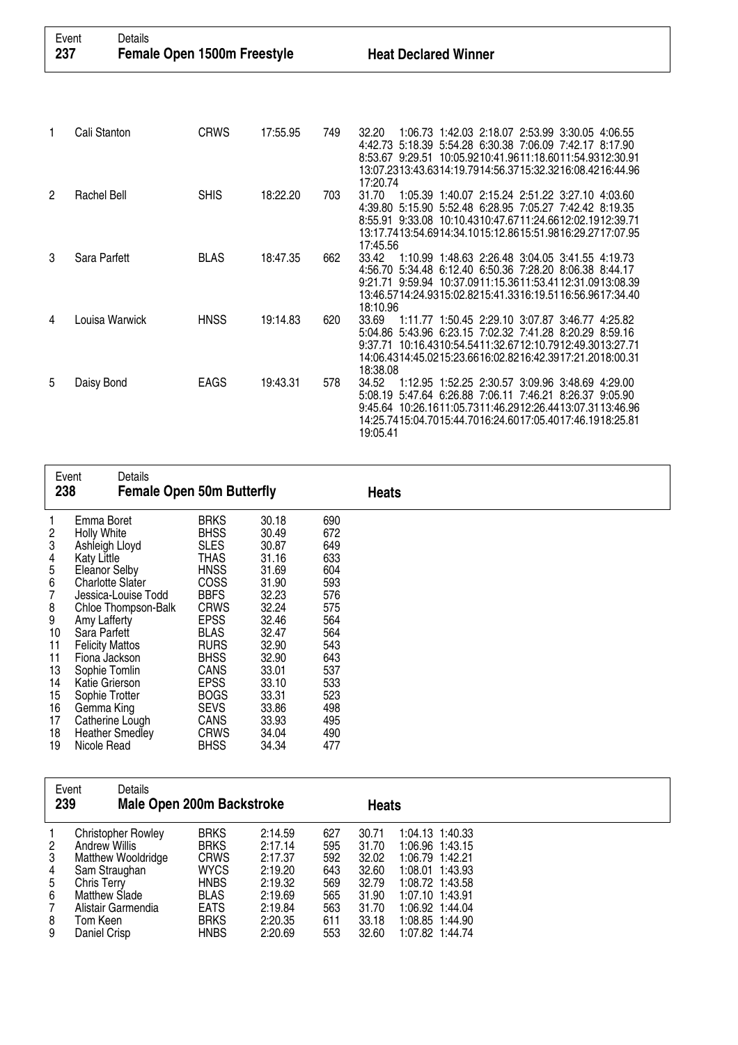| Event | Details | |
|---|---|---|
| 237 | Female Open 1500m Freestyle | Heat Declared Winner |

| | | | | | |
|---|---|---|---|---|---|
| 1 | Cali Stanton | CRWS | 17:55.95 | 749 | 32.20 1:06.73 1:42.03 2:18.07 2:53.99 3:30.05 4:06.55 4:42.73 5:18.39 5:54.28 6:30.38 7:06.09 7:42.17 8:17.90 8:53.67 9:29.51 10:05.92 10:41.96 11:18.60 11:54.93 12:30.91 13:07.23 13:43.63 14:19.79 14:56.37 15:32.32 16:08.42 16:44.96 17:20.74 |
| 2 | Rachel Bell | SHIS | 18:22.20 | 703 | 31.70 1:05.39 1:40.07 2:15.24 2:51.22 3:27.10 4:03.60 4:39.80 5:15.90 5:52.48 6:28.95 7:05.27 7:42.42 8:19.35 8:55.91 9:33.08 10:10.43 10:47.67 11:24.66 12:02.19 12:39.71 13:17.74 13:54.69 14:34.10 15:12.86 15:51.98 16:29.27 17:07.95 17:45.56 |
| 3 | Sara Parfett | BLAS | 18:47.35 | 662 | 33.42 1:10.99 1:48.63 2:26.48 3:04.05 3:41.55 4:19.73 4:56.70 5:34.48 6:12.40 6:50.36 7:28.20 8:06.38 8:44.17 9:21.71 9:59.94 10:37.09 11:15.36 11:53.41 12:31.09 13:08.39 13:46.57 14:24.93 15:02.82 15:41.33 16:19.51 16:56.96 17:34.40 18:10.96 |
| 4 | Louisa Warwick | HNSS | 19:14.83 | 620 | 33.69 1:11.77 1:50.45 2:29.10 3:07.87 3:46.77 4:25.82 5:04.86 5:43.96 6:23.15 7:02.32 7:41.28 8:20.29 8:59.16 9:37.71 10:16.43 10:54.54 11:32.67 12:10.79 12:49.30 13:27.71 14:06.43 14:45.02 15:23.66 16:02.82 16:42.39 17:21.20 18:00.31 18:38.08 |
| 5 | Daisy Bond | EAGS | 19:43.31 | 578 | 34.52 1:12.95 1:52.25 2:30.57 3:09.96 3:48.69 4:29.00 5:08.19 5:47.64 6:26.88 7:06.11 7:46.21 8:26.37 9:05.90 9:45.64 10:26.16 11:05.73 11:46.29 12:26.44 13:07.31 13:46.96 14:25.74 15:04.70 15:44.70 16:24.60 17:05.40 17:46.19 18:25.81 19:05.41 |

| Event | Details | |
|---|---|---|
| 238 | Female Open 50m Butterfly | Heats |

| | | | | |
|---|---|---|---|---|
| 1 | Emma Boret | BRKS | 30.18 | 690 |
| 2 | Holly White | BHSS | 30.49 | 672 |
| 3 | Ashleigh Lloyd | SLES | 30.87 | 649 |
| 4 | Katy Little | THAS | 31.16 | 633 |
| 5 | Eleanor Selby | HNSS | 31.69 | 604 |
| 6 | Charlotte Slater | COSS | 31.90 | 593 |
| 7 | Jessica-Louise Todd | BBFS | 32.23 | 576 |
| 8 | Chloe Thompson-Balk | CRWS | 32.24 | 575 |
| 9 | Amy Lafferty | EPSS | 32.46 | 564 |
| 10 | Sara Parfett | BLAS | 32.47 | 564 |
| 11 | Felicity Mattos | RURS | 32.90 | 543 |
| 11 | Fiona Jackson | BHSS | 32.90 | 643 |
| 13 | Sophie Tomlin | CANS | 33.01 | 537 |
| 14 | Katie Grierson | EPSS | 33.10 | 533 |
| 15 | Sophie Trotter | BOGS | 33.31 | 523 |
| 16 | Gemma King | SEVS | 33.86 | 498 |
| 17 | Catherine Lough | CANS | 33.93 | 495 |
| 18 | Heather Smedley | CRWS | 34.04 | 490 |
| 19 | Nicole Read | BHSS | 34.34 | 477 |

| Event | Details | |
|---|---|---|
| 239 | Male Open 200m Backstroke | Heats |

| | | | | | | |
|---|---|---|---|---|---|---|
| 1 | Christopher Rowley | BRKS | 2:14.59 | 627 | 30.71 | 1:04.13 1:40.33 |
| 2 | Andrew Willis | BRKS | 2:17.14 | 595 | 31.70 | 1:06.96 1:43.15 |
| 3 | Matthew Wooldridge | CRWS | 2:17.37 | 592 | 32.02 | 1:06.79 1:42.21 |
| 4 | Sam Straughan | WYCS | 2:19.20 | 643 | 32.60 | 1:08.01 1:43.93 |
| 5 | Chris Terry | HNBS | 2:19.32 | 569 | 32.79 | 1:08.72 1:43.58 |
| 6 | Matthew Slade | BLAS | 2:19.69 | 565 | 31.90 | 1:07.10 1:43.91 |
| 7 | Alistair Garmendia | EATS | 2:19.84 | 563 | 31.70 | 1:06.92 1:44.04 |
| 8 | Tom Keen | BRKS | 2:20.35 | 611 | 33.18 | 1:08.85 1:44.90 |
| 9 | Daniel Crisp | HNBS | 2:20.69 | 553 | 32.60 | 1:07.82 1:44.74 |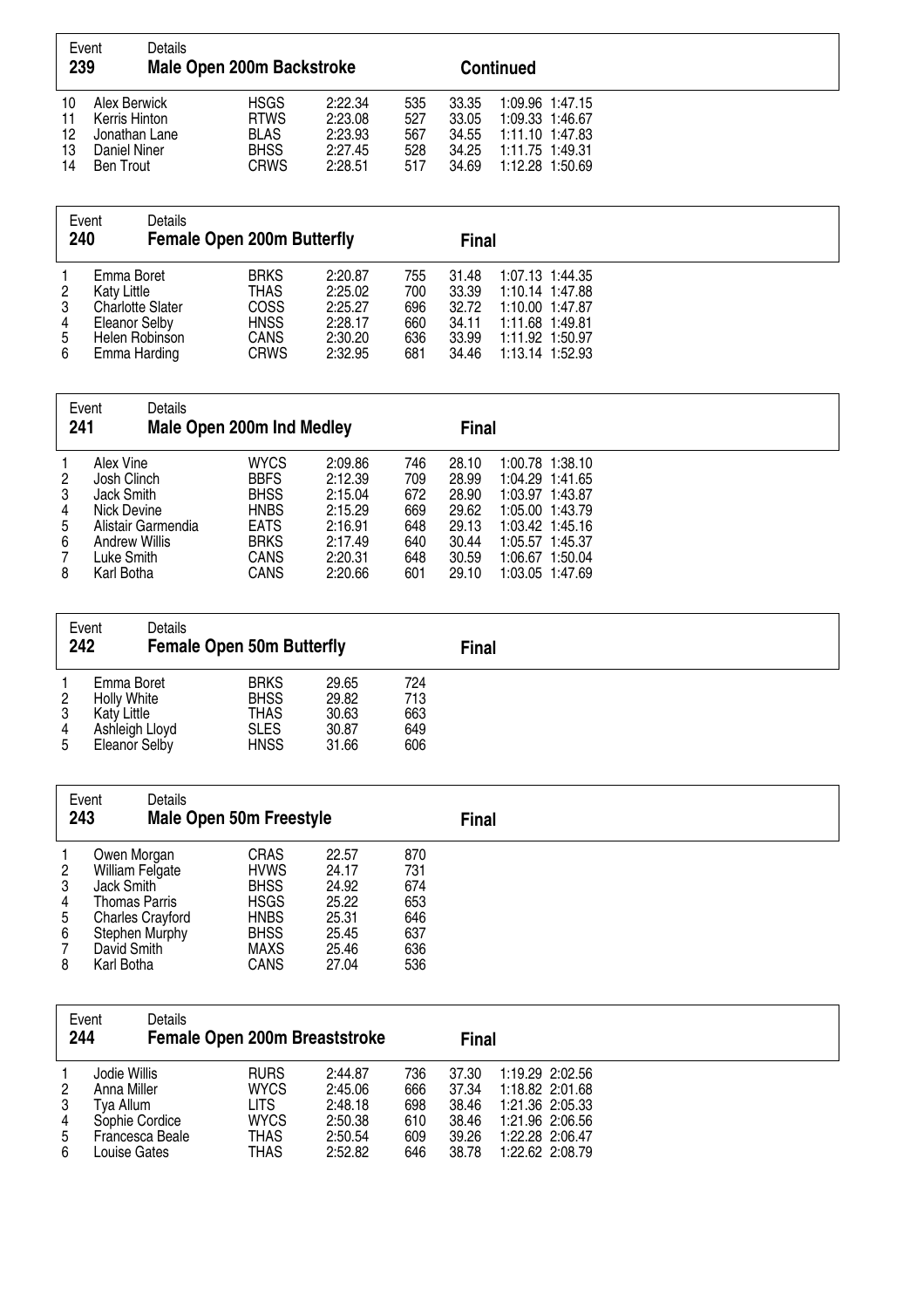## Event 239 — Male Open 200m Backstroke — Continued

| | | | | | | | |
|---|---|---|---|---|---|---|---|
| 10 | Alex Berwick | HSGS | 2:22.34 | 535 | 33.35 | 1:09.96 | 1:47.15 |
| 11 | Kerris Hinton | RTWS | 2:23.08 | 527 | 33.05 | 1:09.33 | 1:46.67 |
| 12 | Jonathan Lane | BLAS | 2:23.93 | 567 | 34.55 | 1:11.10 | 1:47.83 |
| 13 | Daniel Niner | BHSS | 2:27.45 | 528 | 34.25 | 1:11.75 | 1:49.31 |
| 14 | Ben Trout | CRWS | 2:28.51 | 517 | 34.69 | 1:12.28 | 1:50.69 |

## Event 240 — Female Open 200m Butterfly — Final

| | | | | | | | |
|---|---|---|---|---|---|---|---|
| 1 | Emma Boret | BRKS | 2:20.87 | 755 | 31.48 | 1:07.13 | 1:44.35 |
| 2 | Katy Little | THAS | 2:25.02 | 700 | 33.39 | 1:10.14 | 1:47.88 |
| 3 | Charlotte Slater | COSS | 2:25.27 | 696 | 32.72 | 1:10.00 | 1:47.87 |
| 4 | Eleanor Selby | HNSS | 2:28.17 | 660 | 34.11 | 1:11.68 | 1:49.81 |
| 5 | Helen Robinson | CANS | 2:30.20 | 636 | 33.99 | 1:11.92 | 1:50.97 |
| 6 | Emma Harding | CRWS | 2:32.95 | 681 | 34.46 | 1:13.14 | 1:52.93 |

## Event 241 — Male Open 200m Ind Medley — Final

| | | | | | | | |
|---|---|---|---|---|---|---|---|
| 1 | Alex Vine | WYCS | 2:09.86 | 746 | 28.10 | 1:00.78 | 1:38.10 |
| 2 | Josh Clinch | BBFS | 2:12.39 | 709 | 28.99 | 1:04.29 | 1:41.65 |
| 3 | Jack Smith | BHSS | 2:15.04 | 672 | 28.90 | 1:03.97 | 1:43.87 |
| 4 | Nick Devine | HNBS | 2:15.29 | 669 | 29.62 | 1:05.00 | 1:43.79 |
| 5 | Alistair Garmendia | EATS | 2:16.91 | 648 | 29.13 | 1:03.42 | 1:45.16 |
| 6 | Andrew Willis | BRKS | 2:17.49 | 640 | 30.44 | 1:05.57 | 1:45.37 |
| 7 | Luke Smith | CANS | 2:20.31 | 648 | 30.59 | 1:06.67 | 1:50.04 |
| 8 | Karl Botha | CANS | 2:20.66 | 601 | 29.10 | 1:03.05 | 1:47.69 |

## Event 242 — Female Open 50m Butterfly — Final

| | | | | |
|---|---|---|---|---|
| 1 | Emma Boret | BRKS | 29.65 | 724 |
| 2 | Holly White | BHSS | 29.82 | 713 |
| 3 | Katy Little | THAS | 30.63 | 663 |
| 4 | Ashleigh Lloyd | SLES | 30.87 | 649 |
| 5 | Eleanor Selby | HNSS | 31.66 | 606 |

## Event 243 — Male Open 50m Freestyle — Final

| | | | | |
|---|---|---|---|---|
| 1 | Owen Morgan | CRAS | 22.57 | 870 |
| 2 | William Felgate | HVWS | 24.17 | 731 |
| 3 | Jack Smith | BHSS | 24.92 | 674 |
| 4 | Thomas Parris | HSGS | 25.22 | 653 |
| 5 | Charles Crayford | HNBS | 25.31 | 646 |
| 6 | Stephen Murphy | BHSS | 25.45 | 637 |
| 7 | David Smith | MAXS | 25.46 | 636 |
| 8 | Karl Botha | CANS | 27.04 | 536 |

## Event 244 — Female Open 200m Breaststroke — Final

| | | | | | | | |
|---|---|---|---|---|---|---|---|
| 1 | Jodie Willis | RURS | 2:44.87 | 736 | 37.30 | 1:19.29 | 2:02.56 |
| 2 | Anna Miller | WYCS | 2:45.06 | 666 | 37.34 | 1:18.82 | 2:01.68 |
| 3 | Tya Allum | LITS | 2:48.18 | 698 | 38.46 | 1:21.36 | 2:05.33 |
| 4 | Sophie Cordice | WYCS | 2:50.38 | 610 | 38.46 | 1:21.96 | 2:06.56 |
| 5 | Francesca Beale | THAS | 2:50.54 | 609 | 39.26 | 1:22.28 | 2:06.47 |
| 6 | Louise Gates | THAS | 2:52.82 | 646 | 38.78 | 1:22.62 | 2:08.79 |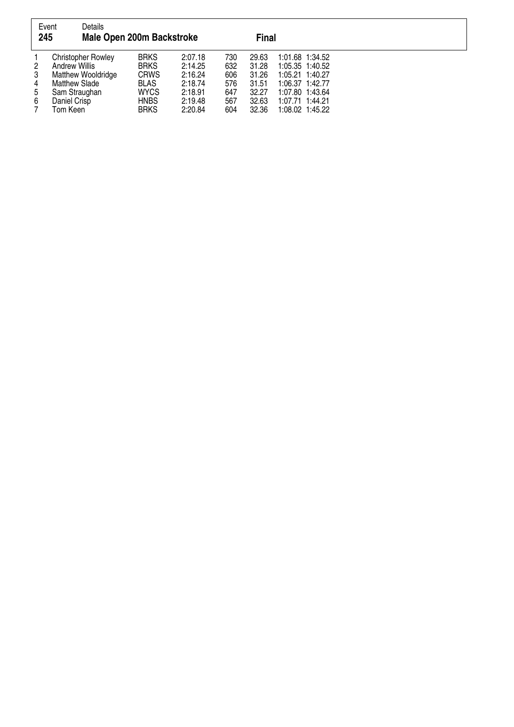| Event | Details | | | | | | |
|---|---|---|---|---|---|---|---|
| **245** | **Male Open 200m Backstroke** | | | | **Final** | | |

| | | | | | | | |
|---|---|---|---|---|---|---|---|
| 1 | Christopher Rowley | BRKS | 2:07.18 | 730 | 29.63 | 1:01.68 | 1:34.52 |
| 2 | Andrew Willis | BRKS | 2:14.25 | 632 | 31.28 | 1:05.35 | 1:40.52 |
| 3 | Matthew Wooldridge | CRWS | 2:16.24 | 606 | 31.26 | 1:05.21 | 1:40.27 |
| 4 | Matthew Slade | BLAS | 2:18.74 | 576 | 31.51 | 1:06.37 | 1:42.77 |
| 5 | Sam Straughan | WYCS | 2:18.91 | 647 | 32.27 | 1:07.80 | 1:43.64 |
| 6 | Daniel Crisp | HNBS | 2:19.48 | 567 | 32.63 | 1:07.71 | 1:44.21 |
| 7 | Tom Keen | BRKS | 2:20.84 | 604 | 32.36 | 1:08.02 | 1:45.22 |